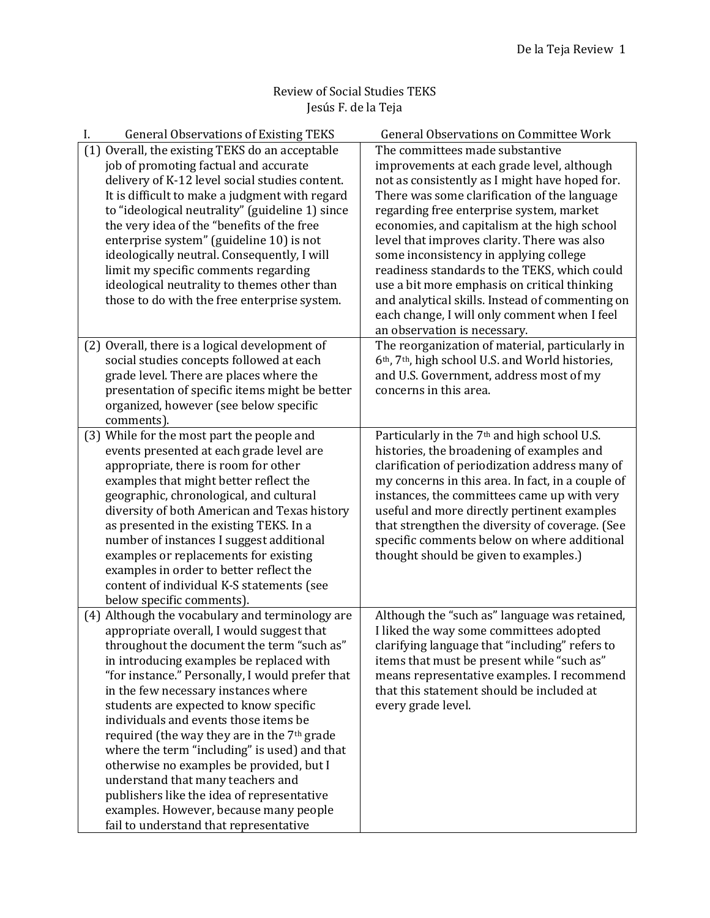# Review of Social Studies TEKS

Jesús F. de la Teja

| I. General Observations of Existing TEKS | General Observations on Committee Work |
| --- | --- |
| (1) Overall, the existing TEKS do an acceptable job of promoting factual and accurate delivery of K-12 level social studies content. It is difficult to make a judgment with regard to "ideological neutrality" (guideline 1) since the very idea of the "benefits of the free enterprise system" (guideline 10) is not ideologically neutral. Consequently, I will limit my specific comments regarding ideological neutrality to themes other than those to do with the free enterprise system. | The committees made substantive improvements at each grade level, although not as consistently as I might have hoped for. There was some clarification of the language regarding free enterprise system, market economies, and capitalism at the high school level that improves clarity. There was also some inconsistency in applying college readiness standards to the TEKS, which could use a bit more emphasis on critical thinking and analytical skills. Instead of commenting on each change, I will only comment when I feel an observation is necessary. |
| (2) Overall, there is a logical development of social studies concepts followed at each grade level. There are places where the presentation of specific items might be better organized, however (see below specific comments). | The reorganization of material, particularly in 6th, 7th, high school U.S. and World histories, and U.S. Government, address most of my concerns in this area. |
| (3) While for the most part the people and events presented at each grade level are appropriate, there is room for other examples that might better reflect the geographic, chronological, and cultural diversity of both American and Texas history as presented in the existing TEKS. In a number of instances I suggest additional examples or replacements for existing examples in order to better reflect the content of individual K-S statements (see below specific comments). | Particularly in the 7th and high school U.S. histories, the broadening of examples and clarification of periodization address many of my concerns in this area. In fact, in a couple of instances, the committees came up with very useful and more directly pertinent examples that strengthen the diversity of coverage. (See specific comments below on where additional thought should be given to examples.) |
| (4) Although the vocabulary and terminology are appropriate overall, I would suggest that throughout the document the term "such as" in introducing examples be replaced with "for instance." Personally, I would prefer that in the few necessary instances where students are expected to know specific individuals and events those items be required (the way they are in the 7th grade where the term "including" is used) and that otherwise no examples be provided, but I understand that many teachers and publishers like the idea of representative examples. However, because many people fail to understand that representative | Although the "such as" language was retained, I liked the way some committees adopted clarifying language that "including" refers to items that must be present while "such as" means representative examples. I recommend that this statement should be included at every grade level. |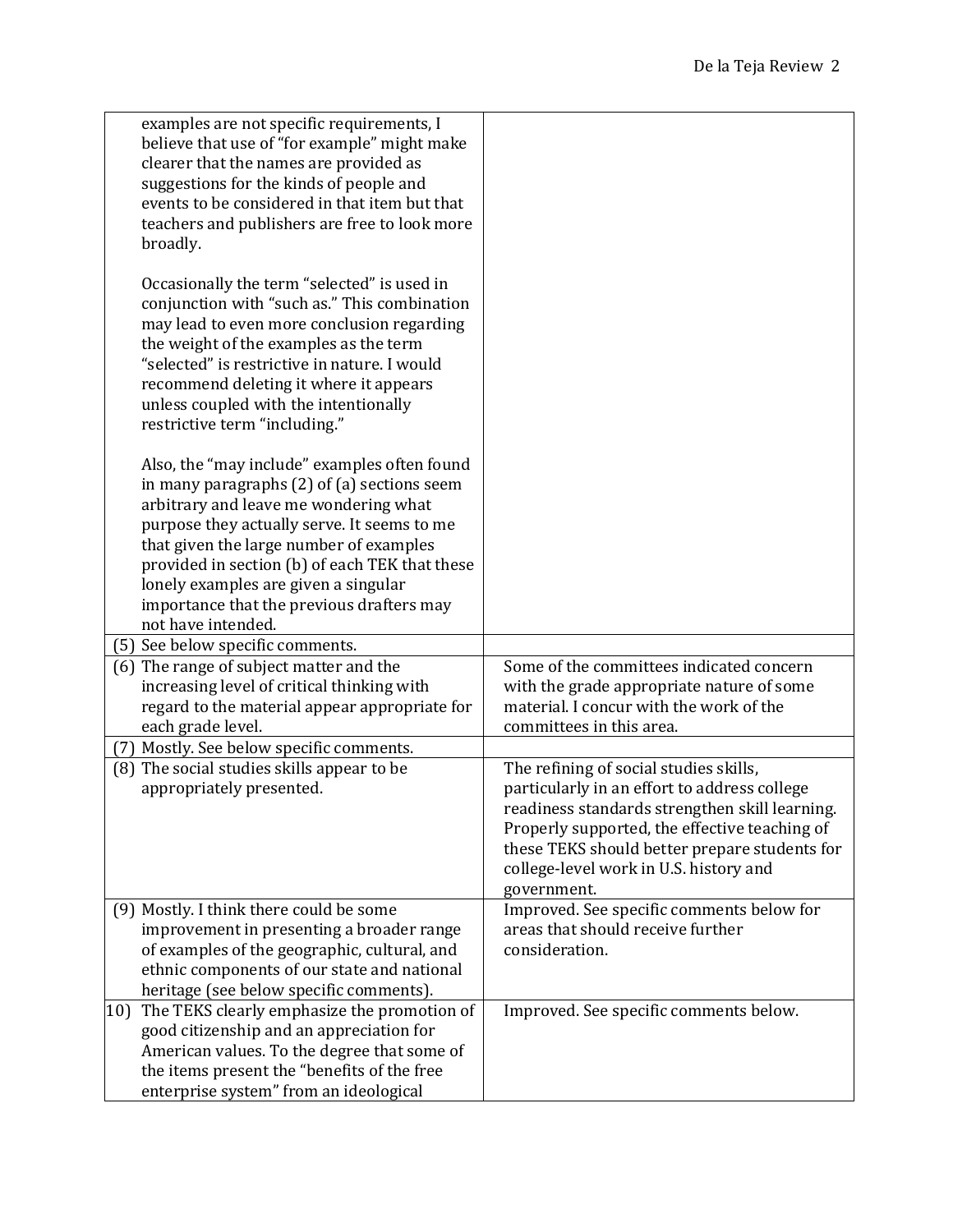| | |
|---|---|
| examples are not specific requirements, I believe that use of "for example" might make clearer that the names are provided as suggestions for the kinds of people and events to be considered in that item but that teachers and publishers are free to look more broadly.<br><br>Occasionally the term "selected" is used in conjunction with "such as." This combination may lead to even more conclusion regarding the weight of the examples as the term "selected" is restrictive in nature. I would recommend deleting it where it appears unless coupled with the intentionally restrictive term "including."<br><br>Also, the "may include" examples often found in many paragraphs (2) of (a) sections seem arbitrary and leave me wondering what purpose they actually serve. It seems to me that given the large number of examples provided in section (b) of each TEK that these lonely examples are given a singular importance that the previous drafters may not have intended. | |
| (5) See below specific comments. | |
| (6) The range of subject matter and the increasing level of critical thinking with regard to the material appear appropriate for each grade level. | Some of the committees indicated concern with the grade appropriate nature of some material. I concur with the work of the committees in this area. |
| (7) Mostly. See below specific comments. | |
| (8) The social studies skills appear to be appropriately presented. | The refining of social studies skills, particularly in an effort to address college readiness standards strengthen skill learning. Properly supported, the effective teaching of these TEKS should better prepare students for college-level work in U.S. history and government. |
| (9) Mostly. I think there could be some improvement in presenting a broader range of examples of the geographic, cultural, and ethnic components of our state and national heritage (see below specific comments). | Improved. See specific comments below for areas that should receive further consideration. |
| 10) The TEKS clearly emphasize the promotion of good citizenship and an appreciation for American values. To the degree that some of the items present the "benefits of the free enterprise system" from an ideological | Improved. See specific comments below. |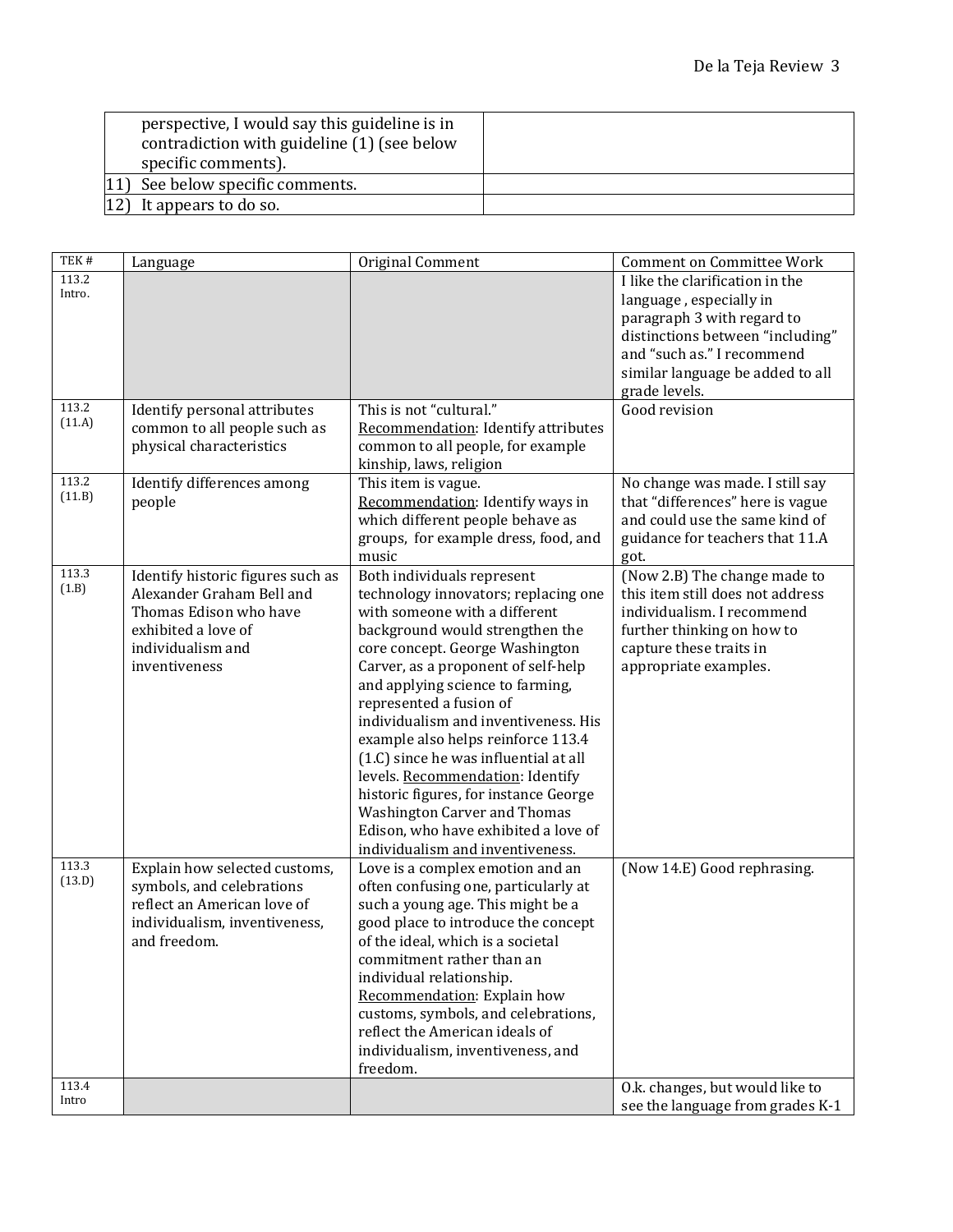| | |
|---|---|
| perspective, I would say this guideline is in contradiction with guideline (1) (see below specific comments). | |
| 11) See below specific comments. | |
| 12) It appears to do so. | |

| TEK # | Language | Original Comment | Comment on Committee Work |
|---|---|---|---|
| 113.2 Intro. | | | I like the clarification in the language , especially in paragraph 3 with regard to distinctions between "including" and "such as." I recommend similar language be added to all grade levels. |
| 113.2 (11.A) | Identify personal attributes common to all people such as physical characteristics | This is not "cultural." Recommendation: Identify attributes common to all people, for example kinship, laws, religion | Good revision |
| 113.2 (11.B) | Identify differences among people | This item is vague. Recommendation: Identify ways in which different people behave as groups, for example dress, food, and music | No change was made. I still say that "differences" here is vague and could use the same kind of guidance for teachers that 11.A got. |
| 113.3 (1.B) | Identify historic figures such as Alexander Graham Bell and Thomas Edison who have exhibited a love of individualism and inventiveness | Both individuals represent technology innovators; replacing one with someone with a different background would strengthen the core concept. George Washington Carver, as a proponent of self-help and applying science to farming, represented a fusion of individualism and inventiveness. His example also helps reinforce 113.4 (1.C) since he was influential at all levels. Recommendation: Identify historic figures, for instance George Washington Carver and Thomas Edison, who have exhibited a love of individualism and inventiveness. | (Now 2.B) The change made to this item still does not address individualism. I recommend further thinking on how to capture these traits in appropriate examples. |
| 113.3 (13.D) | Explain how selected customs, symbols, and celebrations reflect an American love of individualism, inventiveness, and freedom. | Love is a complex emotion and an often confusing one, particularly at such a young age. This might be a good place to introduce the concept of the ideal, which is a societal commitment rather than an individual relationship. Recommendation: Explain how customs, symbols, and celebrations, reflect the American ideals of individualism, inventiveness, and freedom. | (Now 14.E) Good rephrasing. |
| 113.4 Intro | | | O.k. changes, but would like to see the language from grades K-1 |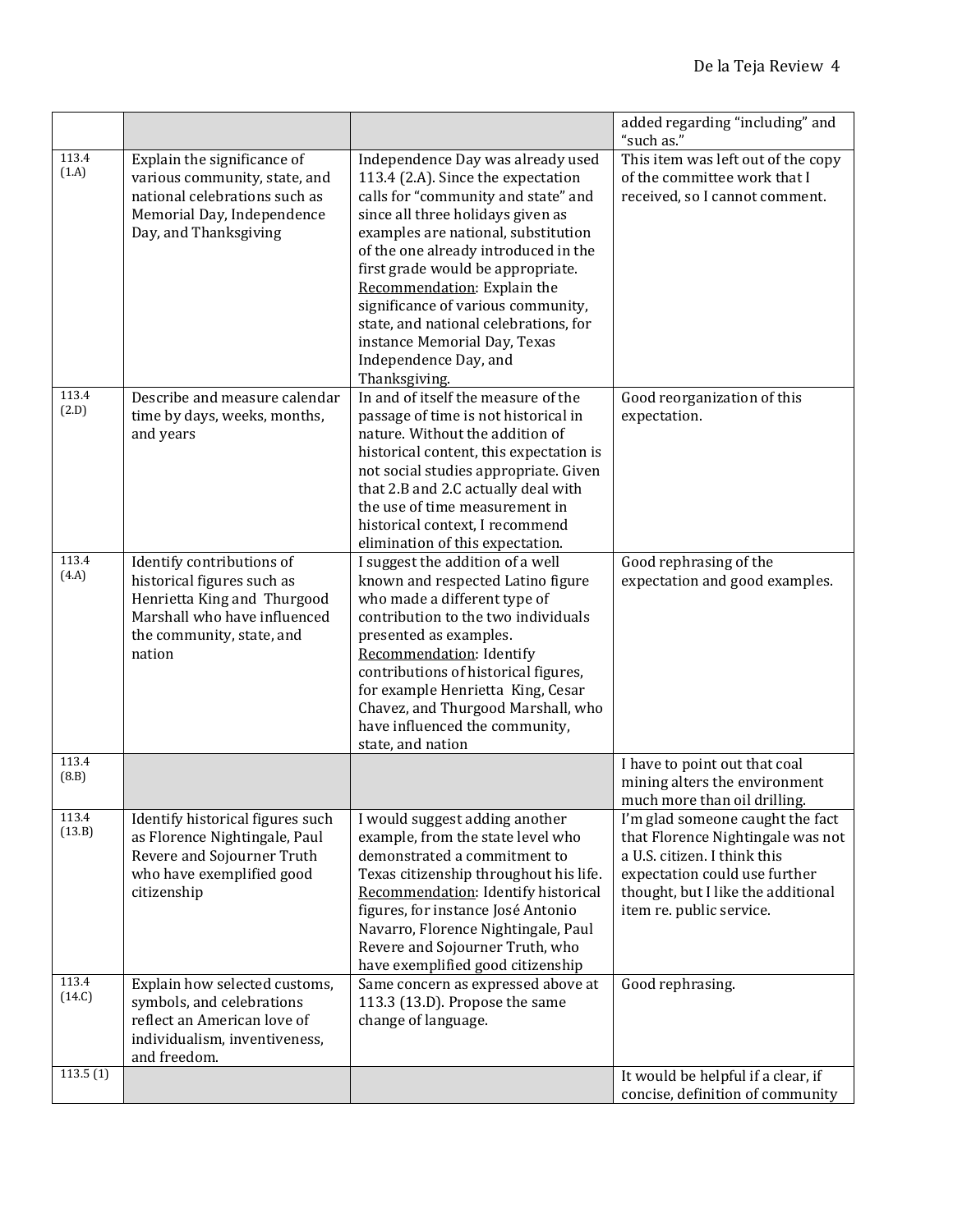| | | | |
|---|---|---|---|
| | | | added regarding "including" and "such as." |
| 113.4 (1.A) | Explain the significance of various community, state, and national celebrations such as Memorial Day, Independence Day, and Thanksgiving | Independence Day was already used 113.4 (2.A). Since the expectation calls for "community and state" and since all three holidays given as examples are national, substitution of the one already introduced in the first grade would be appropriate. Recommendation: Explain the significance of various community, state, and national celebrations, for instance Memorial Day, Texas Independence Day, and Thanksgiving. | This item was left out of the copy of the committee work that I received, so I cannot comment. |
| 113.4 (2.D) | Describe and measure calendar time by days, weeks, months, and years | In and of itself the measure of the passage of time is not historical in nature. Without the addition of historical content, this expectation is not social studies appropriate. Given that 2.B and 2.C actually deal with the use of time measurement in historical context, I recommend elimination of this expectation. | Good reorganization of this expectation. |
| 113.4 (4.A) | Identify contributions of historical figures such as Henrietta King and Thurgood Marshall who have influenced the community, state, and nation | I suggest the addition of a well known and respected Latino figure who made a different type of contribution to the two individuals presented as examples. Recommendation: Identify contributions of historical figures, for example Henrietta King, Cesar Chavez, and Thurgood Marshall, who have influenced the community, state, and nation | Good rephrasing of the expectation and good examples. |
| 113.4 (8.B) | | | I have to point out that coal mining alters the environment much more than oil drilling. |
| 113.4 (13.B) | Identify historical figures such as Florence Nightingale, Paul Revere and Sojourner Truth who have exemplified good citizenship | I would suggest adding another example, from the state level who demonstrated a commitment to Texas citizenship throughout his life. Recommendation: Identify historical figures, for instance José Antonio Navarro, Florence Nightingale, Paul Revere and Sojourner Truth, who have exemplified good citizenship | I'm glad someone caught the fact that Florence Nightingale was not a U.S. citizen. I think this expectation could use further thought, but I like the additional item re. public service. |
| 113.4 (14.C) | Explain how selected customs, symbols, and celebrations reflect an American love of individualism, inventiveness, and freedom. | Same concern as expressed above at 113.3 (13.D). Propose the same change of language. | Good rephrasing. |
| 113.5 (1) | | | It would be helpful if a clear, if concise, definition of community |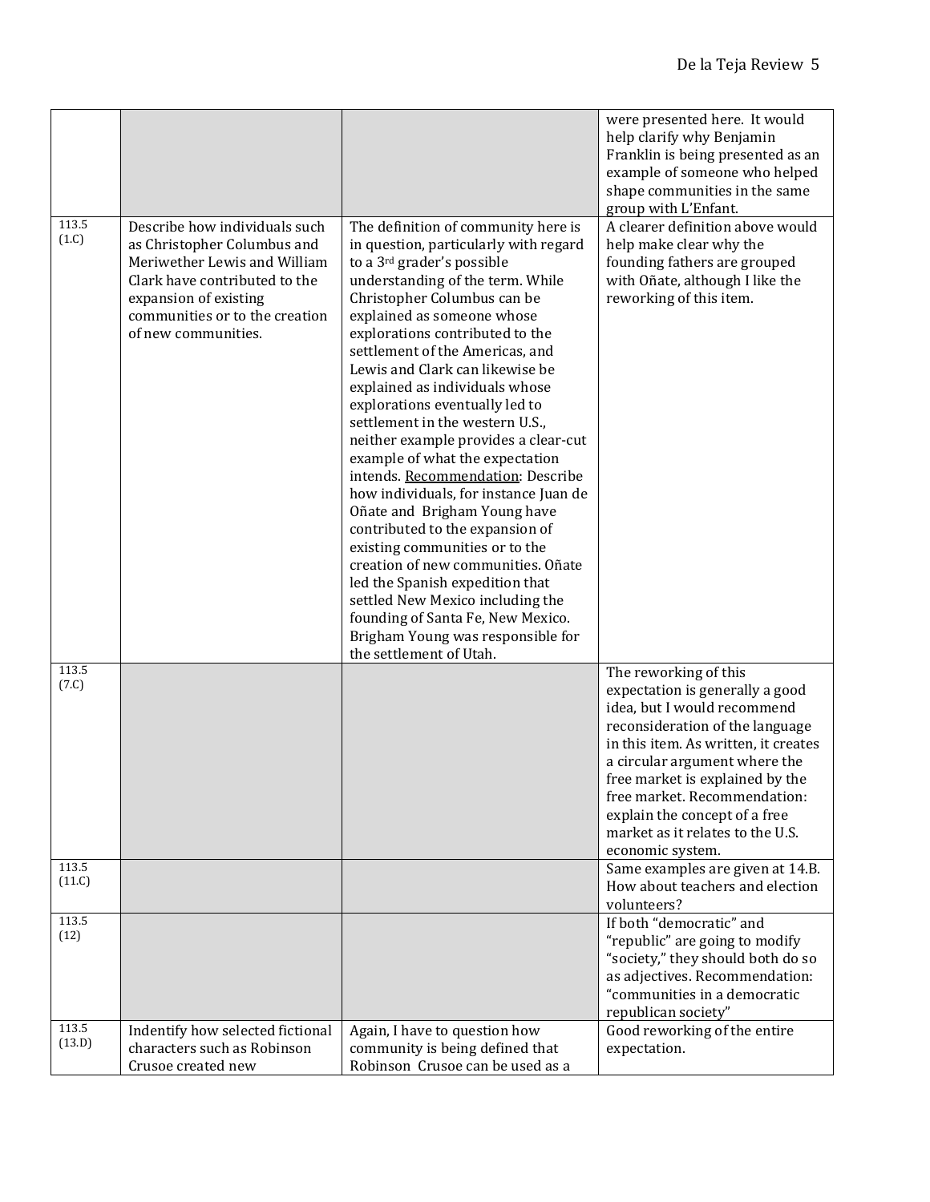| | | | |
|---|---|---|---|
| | | | were presented here. It would help clarify why Benjamin Franklin is being presented as an example of someone who helped shape communities in the same group with L'Enfant. |
| 113.5 (1.C) | Describe how individuals such as Christopher Columbus and Meriwether Lewis and William Clark have contributed to the expansion of existing communities or to the creation of new communities. | The definition of community here is in question, particularly with regard to a 3rd grader's possible understanding of the term. While Christopher Columbus can be explained as someone whose explorations contributed to the settlement of the Americas, and Lewis and Clark can likewise be explained as individuals whose explorations eventually led to settlement in the western U.S., neither example provides a clear-cut example of what the expectation intends. Recommendation: Describe how individuals, for instance Juan de Oñate and Brigham Young have contributed to the expansion of existing communities or to the creation of new communities. Oñate led the Spanish expedition that settled New Mexico including the founding of Santa Fe, New Mexico. Brigham Young was responsible for the settlement of Utah. | A clearer definition above would help make clear why the founding fathers are grouped with Oñate, although I like the reworking of this item. |
| 113.5 (7.C) | | | The reworking of this expectation is generally a good idea, but I would recommend reconsideration of the language in this item. As written, it creates a circular argument where the free market is explained by the free market. Recommendation: explain the concept of a free market as it relates to the U.S. economic system. |
| 113.5 (11.C) | | | Same examples are given at 14.B. How about teachers and election volunteers? |
| 113.5 (12) | | | If both "democratic" and "republic" are going to modify "society," they should both do so as adjectives. Recommendation: "communities in a democratic republican society" |
| 113.5 (13.D) | Indentify how selected fictional characters such as Robinson Crusoe created new | Again, I have to question how community is being defined that Robinson Crusoe can be used as a | Good reworking of the entire expectation. |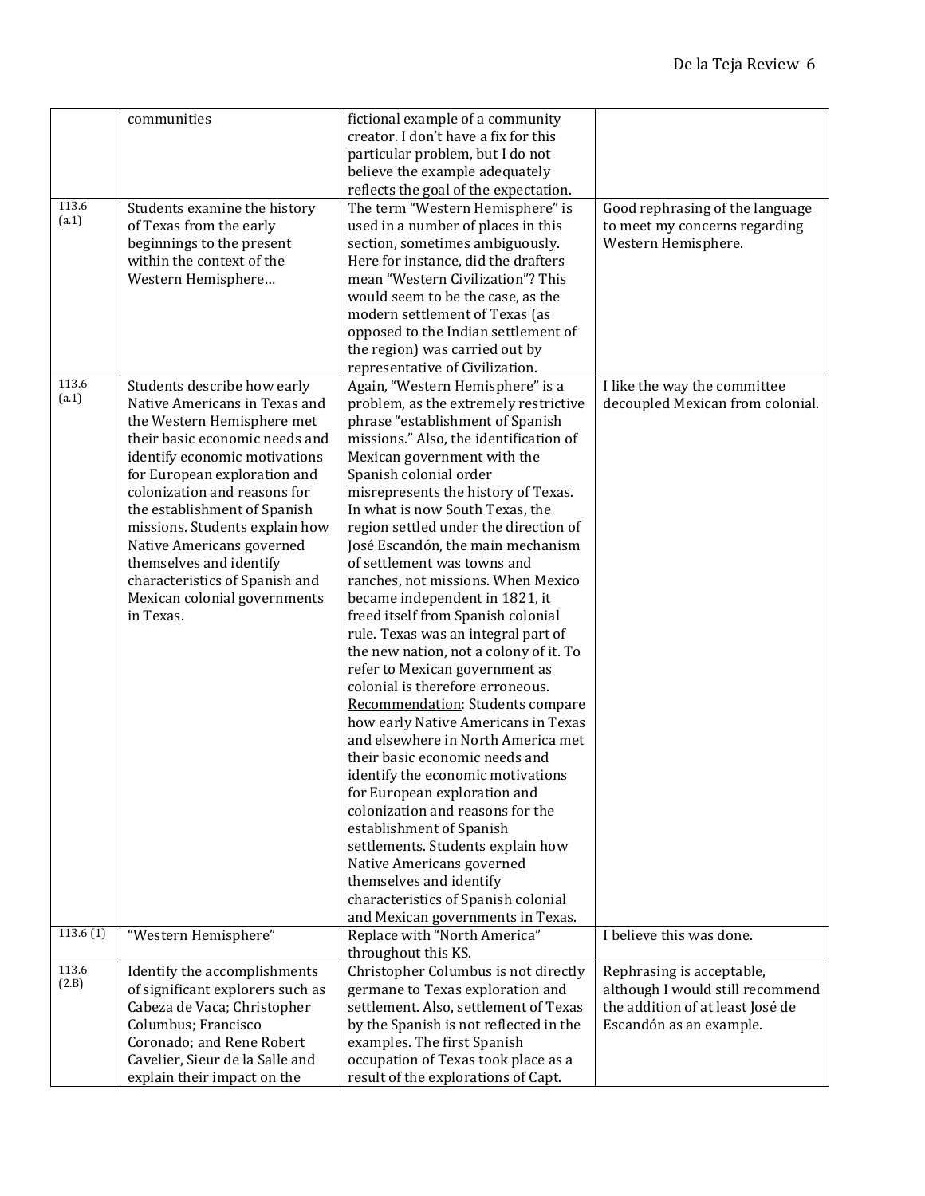| | | | |
|---|---|---|---|
| | communities | fictional example of a community creator. I don't have a fix for this particular problem, but I do not believe the example adequately reflects the goal of the expectation. | |
| 113.6 (a.1) | Students examine the history of Texas from the early beginnings to the present within the context of the Western Hemisphere… | The term "Western Hemisphere" is used in a number of places in this section, sometimes ambiguously. Here for instance, did the drafters mean "Western Civilization"? This would seem to be the case, as the modern settlement of Texas (as opposed to the Indian settlement of the region) was carried out by representative of Civilization. | Good rephrasing of the language to meet my concerns regarding Western Hemisphere. |
| 113.6 (a.1) | Students describe how early Native Americans in Texas and the Western Hemisphere met their basic economic needs and identify economic motivations for European exploration and colonization and reasons for the establishment of Spanish missions. Students explain how Native Americans governed themselves and identify characteristics of Spanish and Mexican colonial governments in Texas. | Again, "Western Hemisphere" is a problem, as the extremely restrictive phrase "establishment of Spanish missions." Also, the identification of Mexican government with the Spanish colonial order misrepresents the history of Texas. In what is now South Texas, the region settled under the direction of José Escandón, the main mechanism of settlement was towns and ranches, not missions. When Mexico became independent in 1821, it freed itself from Spanish colonial rule. Texas was an integral part of the new nation, not a colony of it. To refer to Mexican government as colonial is therefore erroneous. <u>Recommendation</u>: Students compare how early Native Americans in Texas and elsewhere in North America met their basic economic needs and identify the economic motivations for European exploration and colonization and reasons for the establishment of Spanish settlements. Students explain how Native Americans governed themselves and identify characteristics of Spanish colonial and Mexican governments in Texas. | I like the way the committee decoupled Mexican from colonial. |
| 113.6 (1) | "Western Hemisphere" | Replace with "North America" throughout this KS. | I believe this was done. |
| 113.6 (2.B) | Identify the accomplishments of significant explorers such as Cabeza de Vaca; Christopher Columbus; Francisco Coronado; and Rene Robert Cavelier, Sieur de la Salle and explain their impact on the | Christopher Columbus is not directly germane to Texas exploration and settlement. Also, settlement of Texas by the Spanish is not reflected in the examples. The first Spanish occupation of Texas took place as a result of the explorations of Capt. | Rephrasing is acceptable, although I would still recommend the addition of at least José de Escandón as an example. |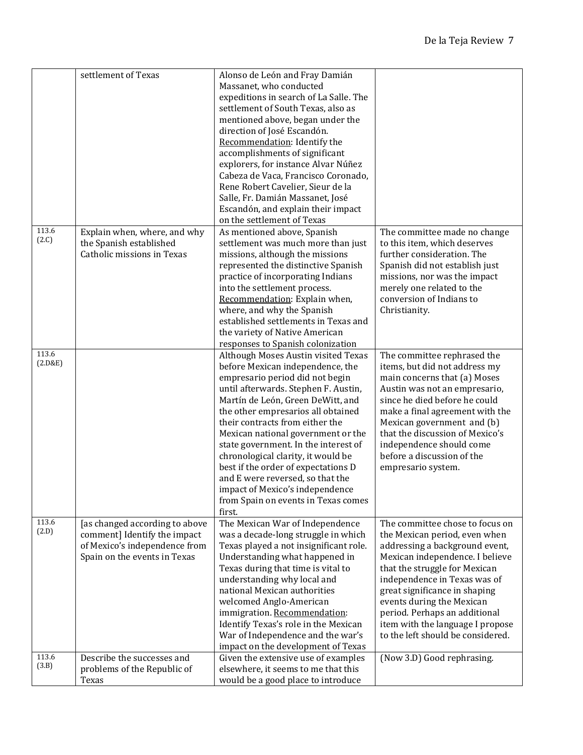| | | | |
|---|---|---|---|
| | settlement of Texas | Alonso de León and Fray Damián Massanet, who conducted expeditions in search of La Salle. The settlement of South Texas, also as mentioned above, began under the direction of José Escandón. Recommendation: Identify the accomplishments of significant explorers, for instance Alvar Núñez Cabeza de Vaca, Francisco Coronado, Rene Robert Cavelier, Sieur de la Salle, Fr. Damián Massanet, José Escandón, and explain their impact on the settlement of Texas | |
| 113.6 (2.C) | Explain when, where, and why the Spanish established Catholic missions in Texas | As mentioned above, Spanish settlement was much more than just missions, although the missions represented the distinctive Spanish practice of incorporating Indians into the settlement process. Recommendation: Explain when, where, and why the Spanish established settlements in Texas and the variety of Native American responses to Spanish colonization | The committee made no change to this item, which deserves further consideration. The Spanish did not establish just missions, nor was the impact merely one related to the conversion of Indians to Christianity. |
| 113.6 (2.D&E) | | Although Moses Austin visited Texas before Mexican independence, the empresario period did not begin until afterwards. Stephen F. Austin, Martín de León, Green DeWitt, and the other empresarios all obtained their contracts from either the Mexican national government or the state government. In the interest of chronological clarity, it would be best if the order of expectations D and E were reversed, so that the impact of Mexico's independence from Spain on events in Texas comes first. | The committee rephrased the items, but did not address my main concerns that (a) Moses Austin was not an empresario, since he died before he could make a final agreement with the Mexican government and (b) that the discussion of Mexico's independence should come before a discussion of the empresario system. |
| 113.6 (2.D) | [as changed according to above comment] Identify the impact of Mexico's independence from Spain on the events in Texas | The Mexican War of Independence was a decade-long struggle in which Texas played a not insignificant role. Understanding what happened in Texas during that time is vital to understanding why local and national Mexican authorities welcomed Anglo-American immigration. Recommendation: Identify Texas's role in the Mexican War of Independence and the war's impact on the development of Texas | The committee chose to focus on the Mexican period, even when addressing a background event, Mexican independence. I believe that the struggle for Mexican independence in Texas was of great significance in shaping events during the Mexican period. Perhaps an additional item with the language I propose to the left should be considered. |
| 113.6 (3.B) | Describe the successes and problems of the Republic of Texas | Given the extensive use of examples elsewhere, it seems to me that this would be a good place to introduce | (Now 3.D) Good rephrasing. |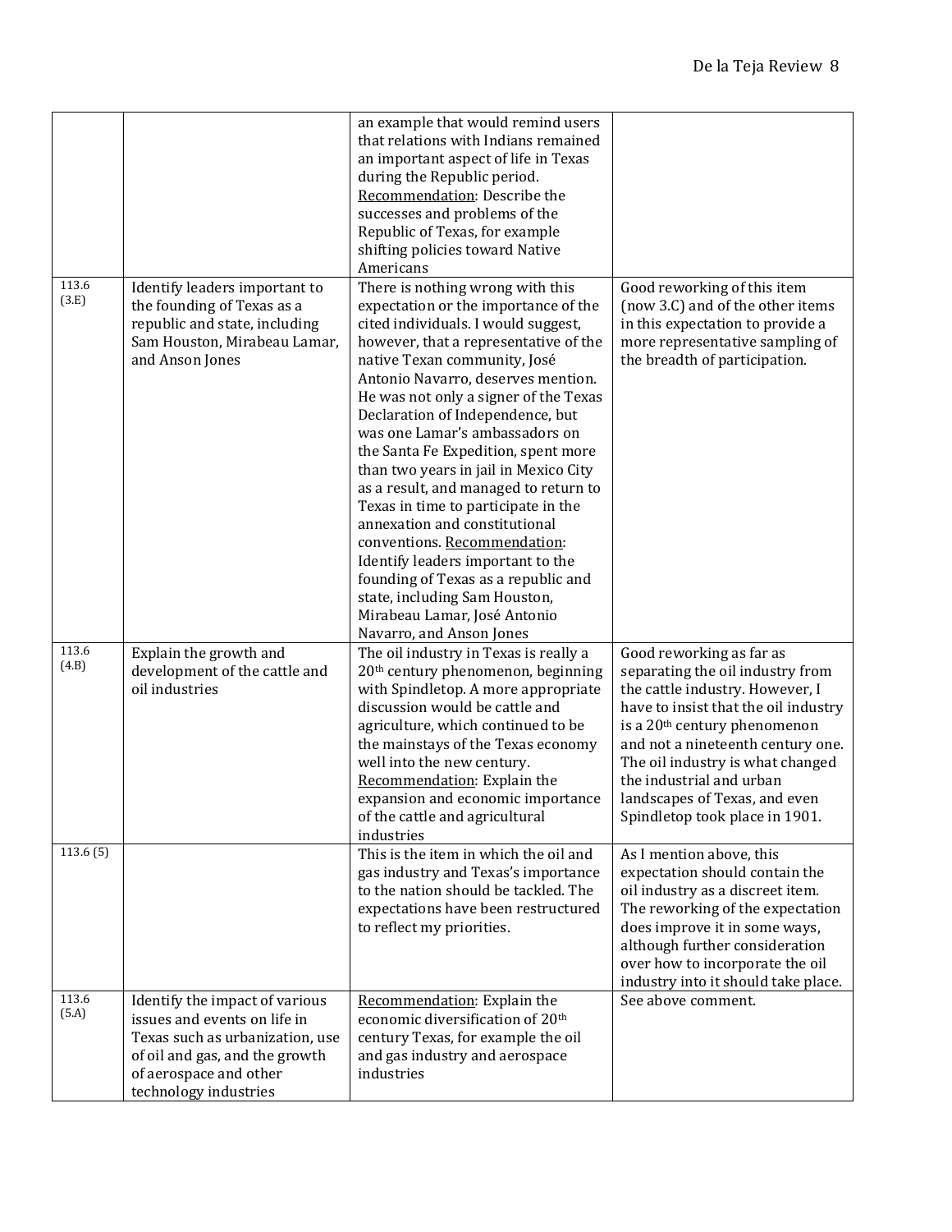|  |  |  |  |
|---|---|---|---|
|  |  | an example that would remind users that relations with Indians remained an important aspect of life in Texas during the Republic period. Recommendation: Describe the successes and problems of the Republic of Texas, for example shifting policies toward Native Americans |  |
| 113.6 (3.E) | Identify leaders important to the founding of Texas as a republic and state, including Sam Houston, Mirabeau Lamar, and Anson Jones | There is nothing wrong with this expectation or the importance of the cited individuals. I would suggest, however, that a representative of the native Texan community, José Antonio Navarro, deserves mention. He was not only a signer of the Texas Declaration of Independence, but was one Lamar's ambassadors on the Santa Fe Expedition, spent more than two years in jail in Mexico City as a result, and managed to return to Texas in time to participate in the annexation and constitutional conventions. Recommendation: Identify leaders important to the founding of Texas as a republic and state, including Sam Houston, Mirabeau Lamar, José Antonio Navarro, and Anson Jones | Good reworking of this item (now 3.C) and of the other items in this expectation to provide a more representative sampling of the breadth of participation. |
| 113.6 (4.B) | Explain the growth and development of the cattle and oil industries | The oil industry in Texas is really a 20th century phenomenon, beginning with Spindletop. A more appropriate discussion would be cattle and agriculture, which continued to be the mainstays of the Texas economy well into the new century. Recommendation: Explain the expansion and economic importance of the cattle and agricultural industries | Good reworking as far as separating the oil industry from the cattle industry. However, I have to insist that the oil industry is a 20th century phenomenon and not a nineteenth century one. The oil industry is what changed the industrial and urban landscapes of Texas, and even Spindletop took place in 1901. |
| 113.6 (5) |  | This is the item in which the oil and gas industry and Texas's importance to the nation should be tackled. The expectations have been restructured to reflect my priorities. | As I mention above, this expectation should contain the oil industry as a discreet item. The reworking of the expectation does improve it in some ways, although further consideration over how to incorporate the oil industry into it should take place. |
| 113.6 (5.A) | Identify the impact of various issues and events on life in Texas such as urbanization, use of oil and gas, and the growth of aerospace and other technology industries | Recommendation: Explain the economic diversification of 20th century Texas, for example the oil and gas industry and aerospace industries | See above comment. |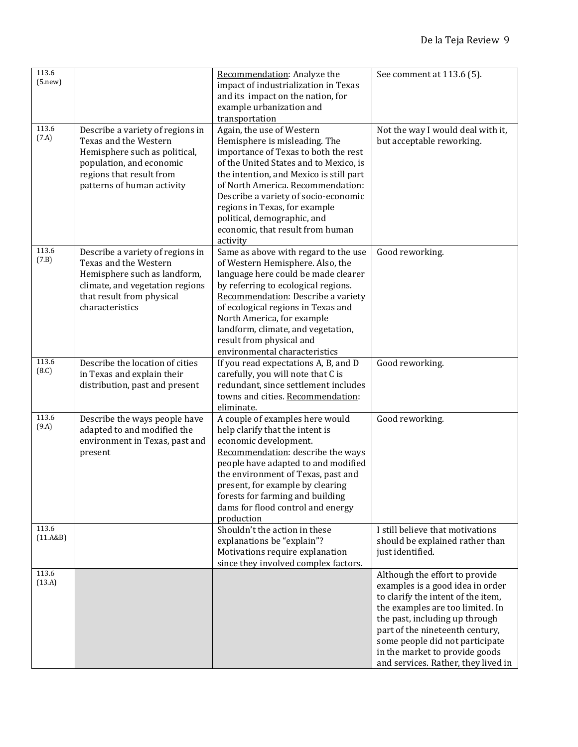| | | | |
|---|---|---|---|
| 113.6 (5.new) | | Recommendation: Analyze the impact of industrialization in Texas and its impact on the nation, for example urbanization and transportation | See comment at 113.6 (5). |
| 113.6 (7.A) | Describe a variety of regions in Texas and the Western Hemisphere such as political, population, and economic regions that result from patterns of human activity | Again, the use of Western Hemisphere is misleading. The importance of Texas to both the rest of the United States and to Mexico, is the intention, and Mexico is still part of North America. Recommendation: Describe a variety of socio-economic regions in Texas, for example political, demographic, and economic, that result from human activity | Not the way I would deal with it, but acceptable reworking. |
| 113.6 (7.B) | Describe a variety of regions in Texas and the Western Hemisphere such as landform, climate, and vegetation regions that result from physical characteristics | Same as above with regard to the use of Western Hemisphere. Also, the language here could be made clearer by referring to ecological regions. Recommendation: Describe a variety of ecological regions in Texas and North America, for example landform, climate, and vegetation, result from physical and environmental characteristics | Good reworking. |
| 113.6 (8.C) | Describe the location of cities in Texas and explain their distribution, past and present | If you read expectations A, B, and D carefully, you will note that C is redundant, since settlement includes towns and cities. Recommendation: eliminate. | Good reworking. |
| 113.6 (9.A) | Describe the ways people have adapted to and modified the environment in Texas, past and present | A couple of examples here would help clarify that the intent is economic development. Recommendation: describe the ways people have adapted to and modified the environment of Texas, past and present, for example by clearing forests for farming and building dams for flood control and energy production | Good reworking. |
| 113.6 (11.A&B) | | Shouldn't the action in these explanations be "explain"? Motivations require explanation since they involved complex factors. | I still believe that motivations should be explained rather than just identified. |
| 113.6 (13.A) | | | Although the effort to provide examples is a good idea in order to clarify the intent of the item, the examples are too limited. In the past, including up through part of the nineteenth century, some people did not participate in the market to provide goods and services. Rather, they lived in |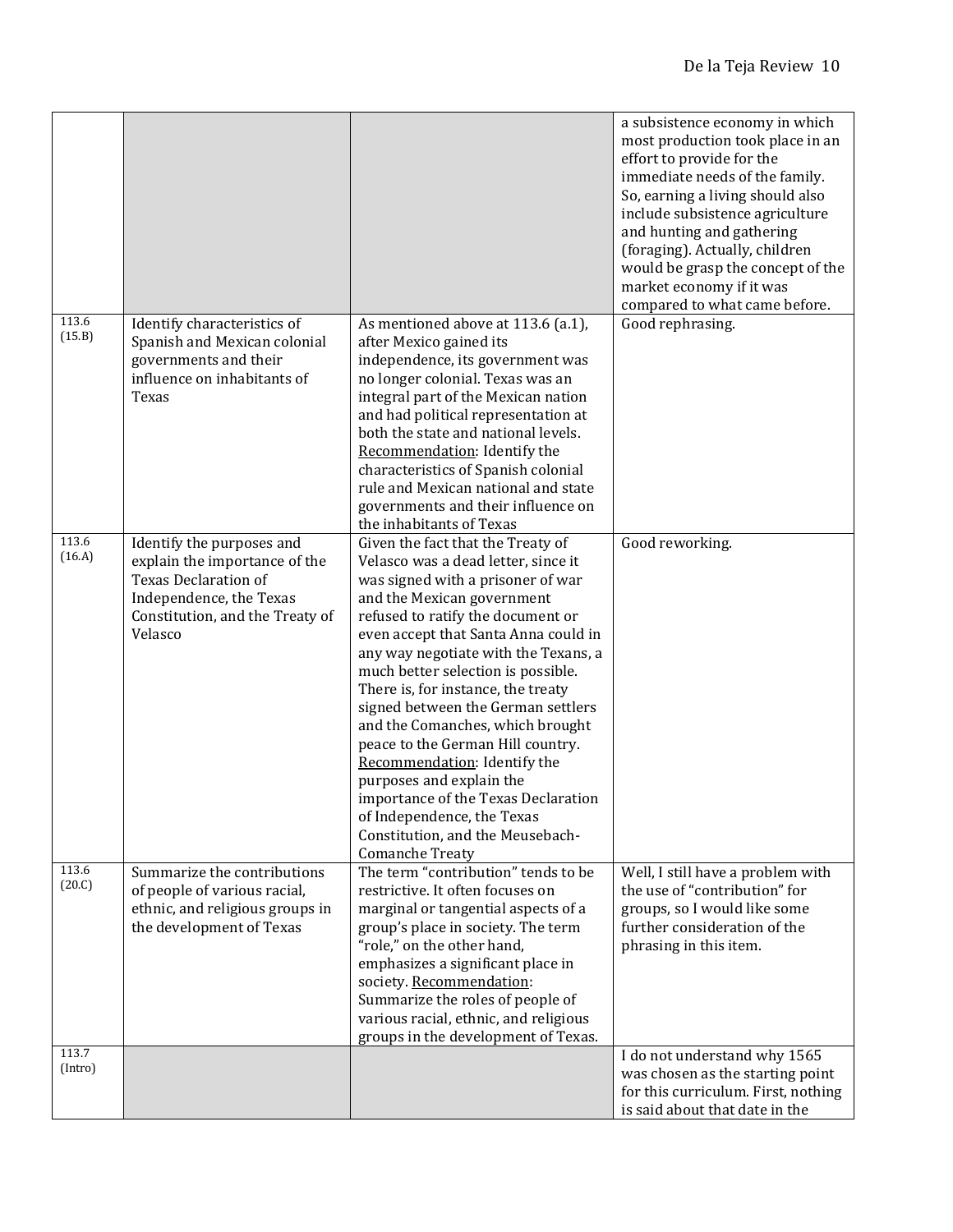| | | | |
|---|---|---|---|
| | | | a subsistence economy in which most production took place in an effort to provide for the immediate needs of the family. So, earning a living should also include subsistence agriculture and hunting and gathering (foraging). Actually, children would be grasp the concept of the market economy if it was compared to what came before. |
| 113.6 (15.B) | Identify characteristics of Spanish and Mexican colonial governments and their influence on inhabitants of Texas | As mentioned above at 113.6 (a.1), after Mexico gained its independence, its government was no longer colonial. Texas was an integral part of the Mexican nation and had political representation at both the state and national levels. Recommendation: Identify the characteristics of Spanish colonial rule and Mexican national and state governments and their influence on the inhabitants of Texas | Good rephrasing. |
| 113.6 (16.A) | Identify the purposes and explain the importance of the Texas Declaration of Independence, the Texas Constitution, and the Treaty of Velasco | Given the fact that the Treaty of Velasco was a dead letter, since it was signed with a prisoner of war and the Mexican government refused to ratify the document or even accept that Santa Anna could in any way negotiate with the Texans, a much better selection is possible. There is, for instance, the treaty signed between the German settlers and the Comanches, which brought peace to the German Hill country. Recommendation: Identify the purposes and explain the importance of the Texas Declaration of Independence, the Texas Constitution, and the Meusebach-Comanche Treaty | Good reworking. |
| 113.6 (20.C) | Summarize the contributions of people of various racial, ethnic, and religious groups in the development of Texas | The term "contribution" tends to be restrictive. It often focuses on marginal or tangential aspects of a group's place in society. The term "role," on the other hand, emphasizes a significant place in society. Recommendation: Summarize the roles of people of various racial, ethnic, and religious groups in the development of Texas. | Well, I still have a problem with the use of "contribution" for groups, so I would like some further consideration of the phrasing in this item. |
| 113.7 (Intro) | | | I do not understand why 1565 was chosen as the starting point for this curriculum. First, nothing is said about that date in the |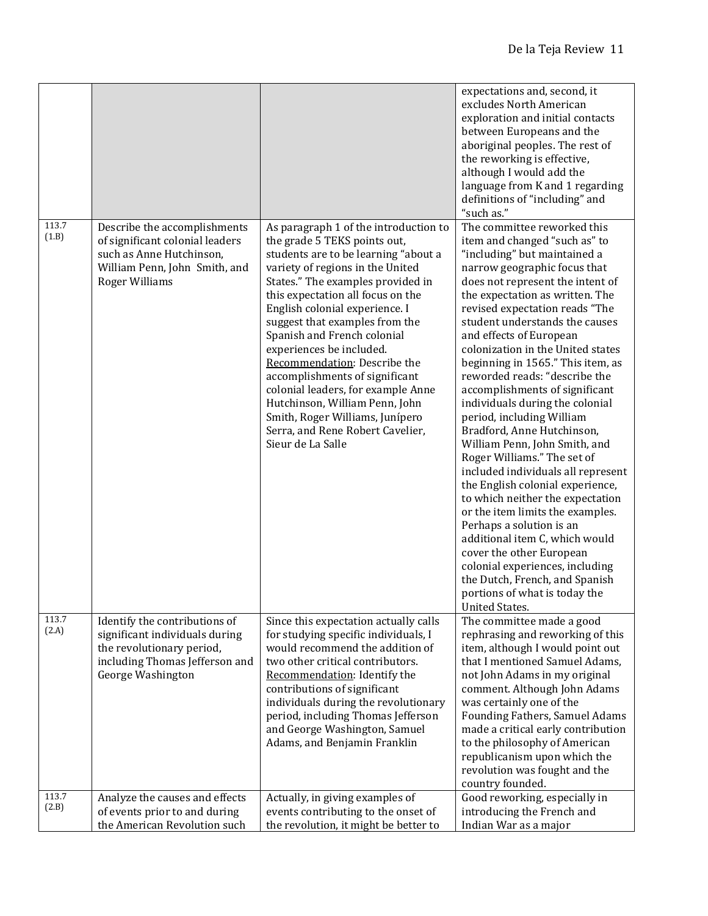| | | | |
|---|---|---|---|
| | | | expectations and, second, it excludes North American exploration and initial contacts between Europeans and the aboriginal peoples. The rest of the reworking is effective, although I would add the language from K and 1 regarding definitions of "including" and "such as." |
| 113.7 (1.B) | Describe the accomplishments of significant colonial leaders such as Anne Hutchinson, William Penn, John Smith, and Roger Williams | As paragraph 1 of the introduction to the grade 5 TEKS points out, students are to be learning "about a variety of regions in the United States." The examples provided in this expectation all focus on the English colonial experience. I suggest that examples from the Spanish and French colonial experiences be included. Recommendation: Describe the accomplishments of significant colonial leaders, for example Anne Hutchinson, William Penn, John Smith, Roger Williams, Junípero Serra, and Rene Robert Cavelier, Sieur de La Salle | The committee reworked this item and changed "such as" to "including" but maintained a narrow geographic focus that does not represent the intent of the expectation as written. The revised expectation reads "The student understands the causes and effects of European colonization in the United states beginning in 1565." This item, as reworded reads: "describe the accomplishments of significant individuals during the colonial period, including William Bradford, Anne Hutchinson, William Penn, John Smith, and Roger Williams." The set of included individuals all represent the English colonial experience, to which neither the expectation or the item limits the examples. Perhaps a solution is an additional item C, which would cover the other European colonial experiences, including the Dutch, French, and Spanish portions of what is today the United States. |
| 113.7 (2.A) | Identify the contributions of significant individuals during the revolutionary period, including Thomas Jefferson and George Washington | Since this expectation actually calls for studying specific individuals, I would recommend the addition of two other critical contributors. Recommendation: Identify the contributions of significant individuals during the revolutionary period, including Thomas Jefferson and George Washington, Samuel Adams, and Benjamin Franklin | The committee made a good rephrasing and reworking of this item, although I would point out that I mentioned Samuel Adams, not John Adams in my original comment. Although John Adams was certainly one of the Founding Fathers, Samuel Adams made a critical early contribution to the philosophy of American republicanism upon which the revolution was fought and the country founded. |
| 113.7 (2.B) | Analyze the causes and effects of events prior to and during the American Revolution such | Actually, in giving examples of events contributing to the onset of the revolution, it might be better to | Good reworking, especially in introducing the French and Indian War as a major |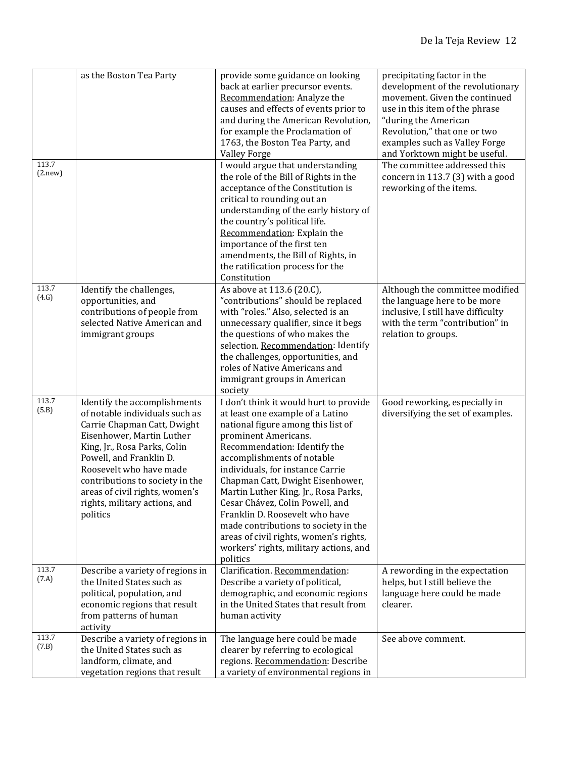| | | | |
|---|---|---|---|
| | as the Boston Tea Party | provide some guidance on looking back at earlier precursor events. Recommendation: Analyze the causes and effects of events prior to and during the American Revolution, for example the Proclamation of 1763, the Boston Tea Party, and Valley Forge | precipitating factor in the development of the revolutionary movement. Given the continued use in this item of the phrase "during the American Revolution," that one or two examples such as Valley Forge and Yorktown might be useful. |
| 113.7 (2.new) | | I would argue that understanding the role of the Bill of Rights in the acceptance of the Constitution is critical to rounding out an understanding of the early history of the country's political life. Recommendation: Explain the importance of the first ten amendments, the Bill of Rights, in the ratification process for the Constitution | The committee addressed this concern in 113.7 (3) with a good reworking of the items. |
| 113.7 (4.G) | Identify the challenges, opportunities, and contributions of people from selected Native American and immigrant groups | As above at 113.6 (20.C), "contributions" should be replaced with "roles." Also, selected is an unnecessary qualifier, since it begs the questions of who makes the selection. Recommendation: Identify the challenges, opportunities, and roles of Native Americans and immigrant groups in American society | Although the committee modified the language here to be more inclusive, I still have difficulty with the term "contribution" in relation to groups. |
| 113.7 (5.B) | Identify the accomplishments of notable individuals such as Carrie Chapman Catt, Dwight Eisenhower, Martin Luther King, Jr., Rosa Parks, Colin Powell, and Franklin D. Roosevelt who have made contributions to society in the areas of civil rights, women's rights, military actions, and politics | I don't think it would hurt to provide at least one example of a Latino national figure among this list of prominent Americans. Recommendation: Identify the accomplishments of notable individuals, for instance Carrie Chapman Catt, Dwight Eisenhower, Martin Luther King, Jr., Rosa Parks, Cesar Chávez, Colin Powell, and Franklin D. Roosevelt who have made contributions to society in the areas of civil rights, women's rights, workers' rights, military actions, and politics | Good reworking, especially in diversifying the set of examples. |
| 113.7 (7.A) | Describe a variety of regions in the United States such as political, population, and economic regions that result from patterns of human activity | Clarification. Recommendation: Describe a variety of political, demographic, and economic regions in the United States that result from human activity | A rewording in the expectation helps, but I still believe the language here could be made clearer. |
| 113.7 (7.B) | Describe a variety of regions in the United States such as landform, climate, and vegetation regions that result | The language here could be made clearer by referring to ecological regions. Recommendation: Describe a variety of environmental regions in | See above comment. |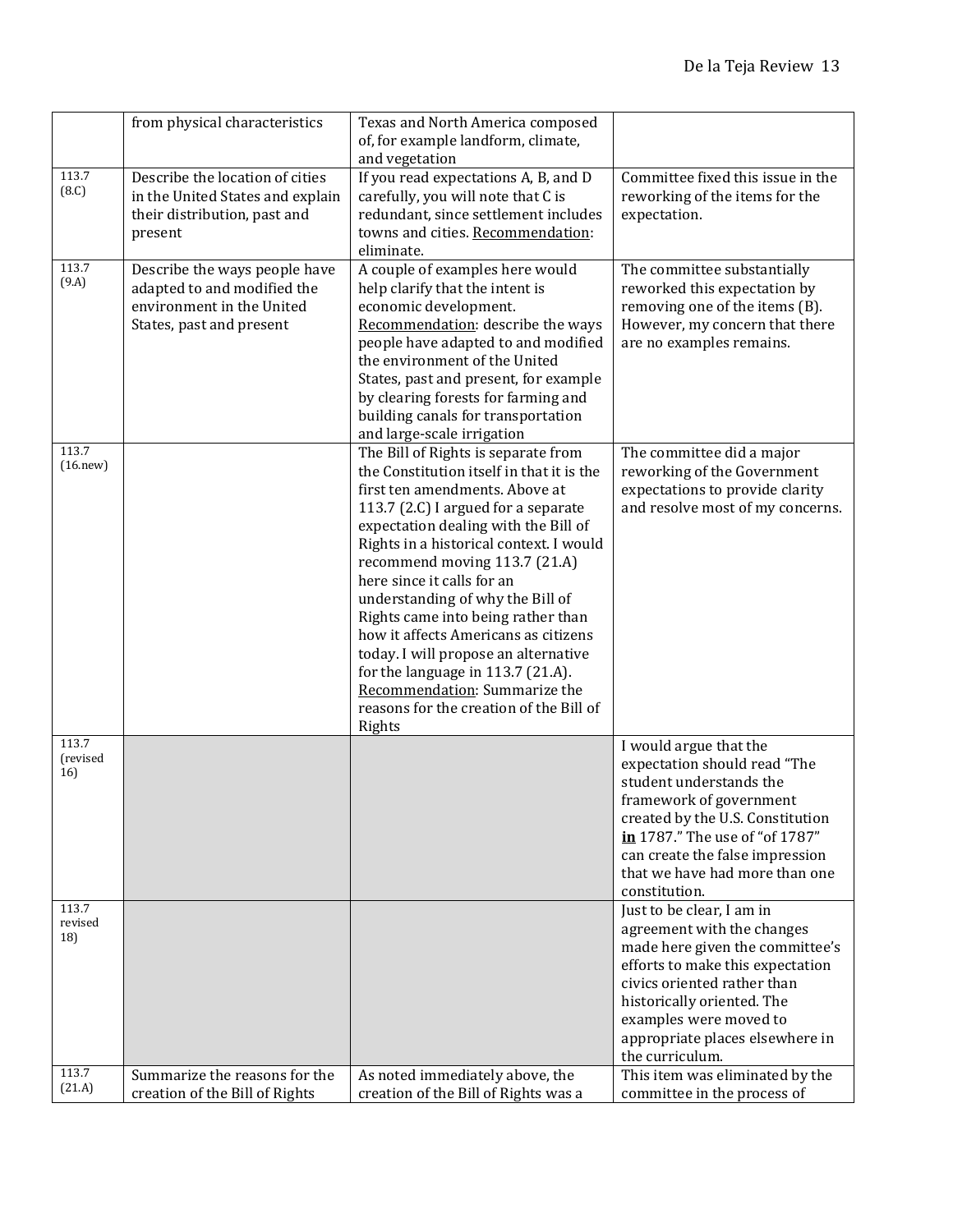|  |  |  |  |
| --- | --- | --- | --- |
|  | from physical characteristics | Texas and North America composed of, for example landform, climate, and vegetation |  |
| 113.7 (8.C) | Describe the location of cities in the United States and explain their distribution, past and present | If you read expectations A, B, and D carefully, you will note that C is redundant, since settlement includes towns and cities. Recommendation: eliminate. | Committee fixed this issue in the reworking of the items for the expectation. |
| 113.7 (9.A) | Describe the ways people have adapted to and modified the environment in the United States, past and present | A couple of examples here would help clarify that the intent is economic development. Recommendation: describe the ways people have adapted to and modified the environment of the United States, past and present, for example by clearing forests for farming and building canals for transportation and large-scale irrigation | The committee substantially reworked this expectation by removing one of the items (B). However, my concern that there are no examples remains. |
| 113.7 (16.new) |  | The Bill of Rights is separate from the Constitution itself in that it is the first ten amendments. Above at 113.7 (2.C) I argued for a separate expectation dealing with the Bill of Rights in a historical context. I would recommend moving 113.7 (21.A) here since it calls for an understanding of why the Bill of Rights came into being rather than how it affects Americans as citizens today. I will propose an alternative for the language in 113.7 (21.A). Recommendation: Summarize the reasons for the creation of the Bill of Rights | The committee did a major reworking of the Government expectations to provide clarity and resolve most of my concerns. |
| 113.7 (revised 16) |  |  | I would argue that the expectation should read "The student understands the framework of government created by the U.S. Constitution **in** 1787." The use of "of 1787" can create the false impression that we have had more than one constitution. |
| 113.7 revised 18) |  |  | Just to be clear, I am in agreement with the changes made here given the committee's efforts to make this expectation civics oriented rather than historically oriented. The examples were moved to appropriate places elsewhere in the curriculum. |
| 113.7 (21.A) | Summarize the reasons for the creation of the Bill of Rights | As noted immediately above, the creation of the Bill of Rights was a | This item was eliminated by the committee in the process of |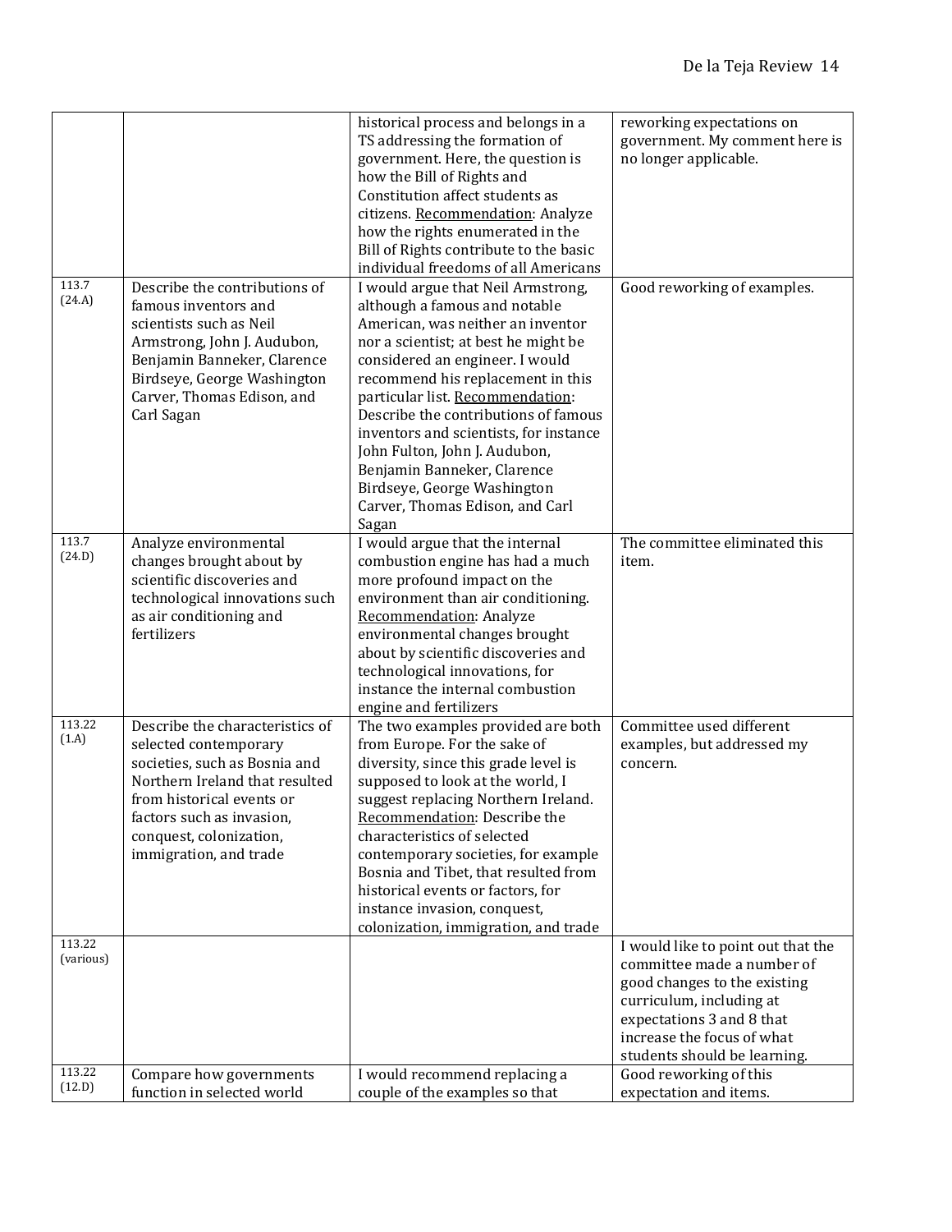| | | | |
|---|---|---|---|
| | | historical process and belongs in a TS addressing the formation of government. Here, the question is how the Bill of Rights and Constitution affect students as citizens. Recommendation: Analyze how the rights enumerated in the Bill of Rights contribute to the basic individual freedoms of all Americans | reworking expectations on government. My comment here is no longer applicable. |
| 113.7 (24.A) | Describe the contributions of famous inventors and scientists such as Neil Armstrong, John J. Audubon, Benjamin Banneker, Clarence Birdseye, George Washington Carver, Thomas Edison, and Carl Sagan | I would argue that Neil Armstrong, although a famous and notable American, was neither an inventor nor a scientist; at best he might be considered an engineer. I would recommend his replacement in this particular list. Recommendation: Describe the contributions of famous inventors and scientists, for instance John Fulton, John J. Audubon, Benjamin Banneker, Clarence Birdseye, George Washington Carver, Thomas Edison, and Carl Sagan | Good reworking of examples. |
| 113.7 (24.D) | Analyze environmental changes brought about by scientific discoveries and technological innovations such as air conditioning and fertilizers | I would argue that the internal combustion engine has had a much more profound impact on the environment than air conditioning. Recommendation: Analyze environmental changes brought about by scientific discoveries and technological innovations, for instance the internal combustion engine and fertilizers | The committee eliminated this item. |
| 113.22 (1.A) | Describe the characteristics of selected contemporary societies, such as Bosnia and Northern Ireland that resulted from historical events or factors such as invasion, conquest, colonization, immigration, and trade | The two examples provided are both from Europe. For the sake of diversity, since this grade level is supposed to look at the world, I suggest replacing Northern Ireland. Recommendation: Describe the characteristics of selected contemporary societies, for example Bosnia and Tibet, that resulted from historical events or factors, for instance invasion, conquest, colonization, immigration, and trade | Committee used different examples, but addressed my concern. |
| 113.22 (various) | | | I would like to point out that the committee made a number of good changes to the existing curriculum, including at expectations 3 and 8 that increase the focus of what students should be learning. |
| 113.22 (12.D) | Compare how governments function in selected world | I would recommend replacing a couple of the examples so that | Good reworking of this expectation and items. |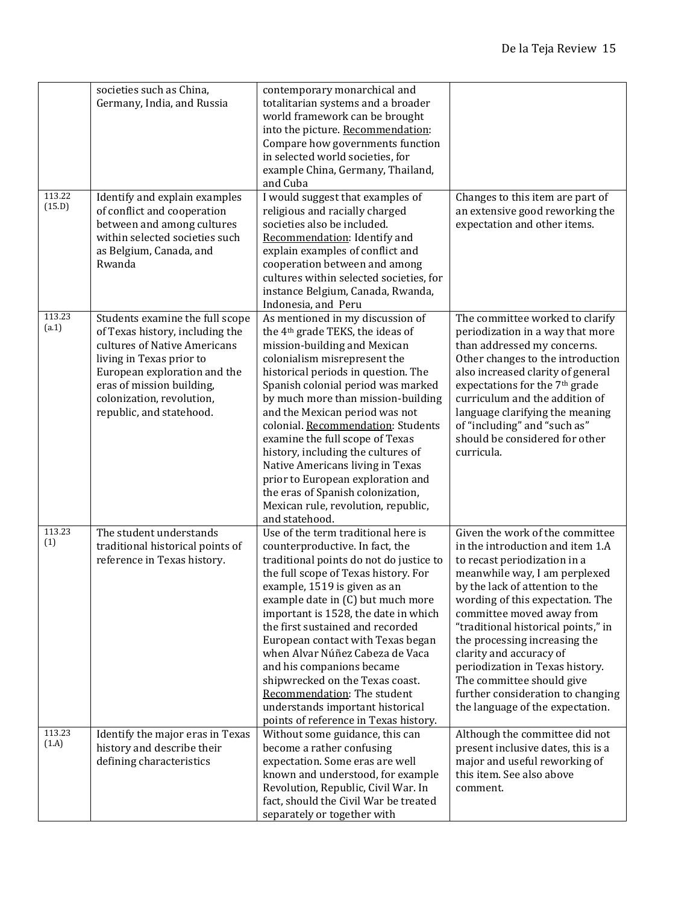| | | | |
|---|---|---|---|
| | societies such as China, Germany, India, and Russia | contemporary monarchical and totalitarian systems and a broader world framework can be brought into the picture. Recommendation: Compare how governments function in selected world societies, for example China, Germany, Thailand, and Cuba | |
| 113.22 (15.D) | Identify and explain examples of conflict and cooperation between and among cultures within selected societies such as Belgium, Canada, and Rwanda | I would suggest that examples of religious and racially charged societies also be included. Recommendation: Identify and explain examples of conflict and cooperation between and among cultures within selected societies, for instance Belgium, Canada, Rwanda, Indonesia, and Peru | Changes to this item are part of an extensive good reworking the expectation and other items. |
| 113.23 (a.1) | Students examine the full scope of Texas history, including the cultures of Native Americans living in Texas prior to European exploration and the eras of mission building, colonization, revolution, republic, and statehood. | As mentioned in my discussion of the 4th grade TEKS, the ideas of mission-building and Mexican colonialism misrepresent the historical periods in question. The Spanish colonial period was marked by much more than mission-building and the Mexican period was not colonial. Recommendation: Students examine the full scope of Texas history, including the cultures of Native Americans living in Texas prior to European exploration and the eras of Spanish colonization, Mexican rule, revolution, republic, and statehood. | The committee worked to clarify periodization in a way that more than addressed my concerns. Other changes to the introduction also increased clarity of general expectations for the 7th grade curriculum and the addition of language clarifying the meaning of "including" and "such as" should be considered for other curricula. |
| 113.23 (1) | The student understands traditional historical points of reference in Texas history. | Use of the term traditional here is counterproductive. In fact, the traditional points do not do justice to the full scope of Texas history. For example, 1519 is given as an example date in (C) but much more important is 1528, the date in which the first sustained and recorded European contact with Texas began when Alvar Núñez Cabeza de Vaca and his companions became shipwrecked on the Texas coast. Recommendation: The student understands important historical points of reference in Texas history. | Given the work of the committee in the introduction and item 1.A to recast periodization in a meanwhile way, I am perplexed by the lack of attention to the wording of this expectation. The committee moved away from "traditional historical points," in the processing increasing the clarity and accuracy of periodization in Texas history. The committee should give further consideration to changing the language of the expectation. |
| 113.23 (1.A) | Identify the major eras in Texas history and describe their defining characteristics | Without some guidance, this can become a rather confusing expectation. Some eras are well known and understood, for example Revolution, Republic, Civil War. In fact, should the Civil War be treated separately or together with | Although the committee did not present inclusive dates, this is a major and useful reworking of this item. See also above comment. |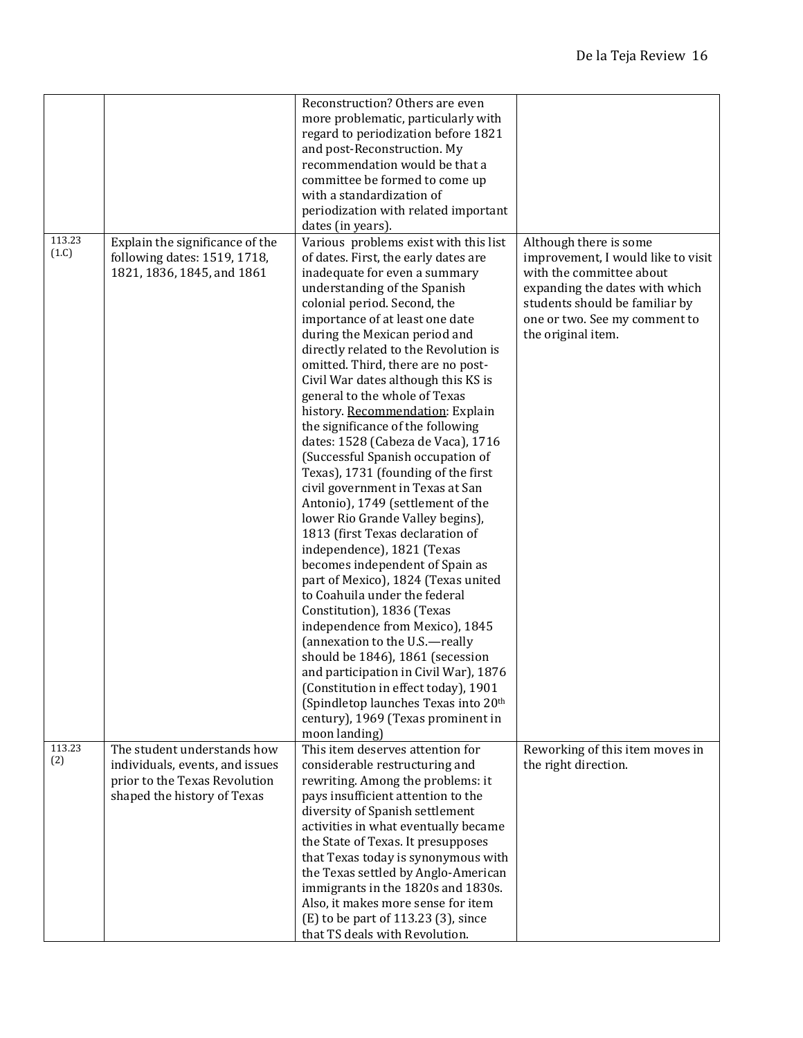| | | | |
|---|---|---|---|
| | | Reconstruction? Others are even more problematic, particularly with regard to periodization before 1821 and post-Reconstruction. My recommendation would be that a committee be formed to come up with a standardization of periodization with related important dates (in years). | |
| 113.23 (1.C) | Explain the significance of the following dates: 1519, 1718, 1821, 1836, 1845, and 1861 | Various problems exist with this list of dates. First, the early dates are inadequate for even a summary understanding of the Spanish colonial period. Second, the importance of at least one date during the Mexican period and directly related to the Revolution is omitted. Third, there are no post-Civil War dates although this KS is general to the whole of Texas history. Recommendation: Explain the significance of the following dates: 1528 (Cabeza de Vaca), 1716 (Successful Spanish occupation of Texas), 1731 (founding of the first civil government in Texas at San Antonio), 1749 (settlement of the lower Rio Grande Valley begins), 1813 (first Texas declaration of independence), 1821 (Texas becomes independent of Spain as part of Mexico), 1824 (Texas united to Coahuila under the federal Constitution), 1836 (Texas independence from Mexico), 1845 (annexation to the U.S.—really should be 1846), 1861 (secession and participation in Civil War), 1876 (Constitution in effect today), 1901 (Spindletop launches Texas into 20th century), 1969 (Texas prominent in moon landing) | Although there is some improvement, I would like to visit with the committee about expanding the dates with which students should be familiar by one or two. See my comment to the original item. |
| 113.23 (2) | The student understands how individuals, events, and issues prior to the Texas Revolution shaped the history of Texas | This item deserves attention for considerable restructuring and rewriting. Among the problems: it pays insufficient attention to the diversity of Spanish settlement activities in what eventually became the State of Texas. It presupposes that Texas today is synonymous with the Texas settled by Anglo-American immigrants in the 1820s and 1830s. Also, it makes more sense for item (E) to be part of 113.23 (3), since that TS deals with Revolution. | Reworking of this item moves in the right direction. |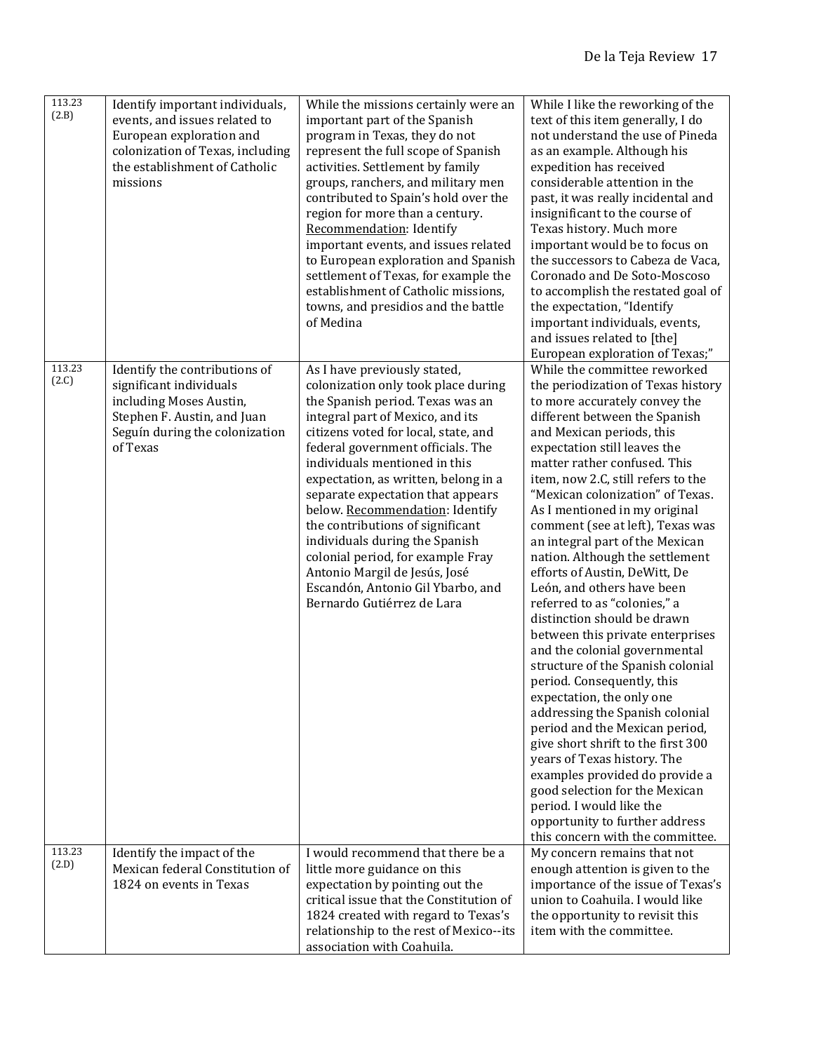| 113.23 (2.B) | Identify important individuals, events, and issues related to European exploration and colonization of Texas, including the establishment of Catholic missions | While the missions certainly were an important part of the Spanish program in Texas, they do not represent the full scope of Spanish activities. Settlement by family groups, ranchers, and military men contributed to Spain's hold over the region for more than a century. <u>Recommendation</u>: Identify important events, and issues related to European exploration and Spanish settlement of Texas, for example the establishment of Catholic missions, towns, and presidios and the battle of Medina | While I like the reworking of the text of this item generally, I do not understand the use of Pineda as an example. Although his expedition has received considerable attention in the past, it was really incidental and insignificant to the course of Texas history. Much more important would be to focus on the successors to Cabeza de Vaca, Coronado and De Soto-Moscoso to accomplish the restated goal of the expectation, "Identify important individuals, events, and issues related to [the] European exploration of Texas;" |
|---|---|---|---|
| 113.23 (2.C) | Identify the contributions of significant individuals including Moses Austin, Stephen F. Austin, and Juan Seguín during the colonization of Texas | As I have previously stated, colonization only took place during the Spanish period. Texas was an integral part of Mexico, and its citizens voted for local, state, and federal government officials. The individuals mentioned in this expectation, as written, belong in a separate expectation that appears below. <u>Recommendation</u>: Identify the contributions of significant individuals during the Spanish colonial period, for example Fray Antonio Margil de Jesús, José Escandón, Antonio Gil Ybarbo, and Bernardo Gutiérrez de Lara | While the committee reworked the periodization of Texas history to more accurately convey the different between the Spanish and Mexican periods, this expectation still leaves the matter rather confused. This item, now 2.C, still refers to the "Mexican colonization" of Texas. As I mentioned in my original comment (see at left), Texas was an integral part of the Mexican nation. Although the settlement efforts of Austin, DeWitt, De León, and others have been referred to as "colonies," a distinction should be drawn between this private enterprises and the colonial governmental structure of the Spanish colonial period. Consequently, this expectation, the only one addressing the Spanish colonial period and the Mexican period, give short shrift to the first 300 years of Texas history. The examples provided do provide a good selection for the Mexican period. I would like the opportunity to further address this concern with the committee. |
| 113.23 (2.D) | Identify the impact of the Mexican federal Constitution of 1824 on events in Texas | I would recommend that there be a little more guidance on this expectation by pointing out the critical issue that the Constitution of 1824 created with regard to Texas's relationship to the rest of Mexico--its association with Coahuila. | My concern remains that not enough attention is given to the importance of the issue of Texas's union to Coahuila. I would like the opportunity to revisit this item with the committee. |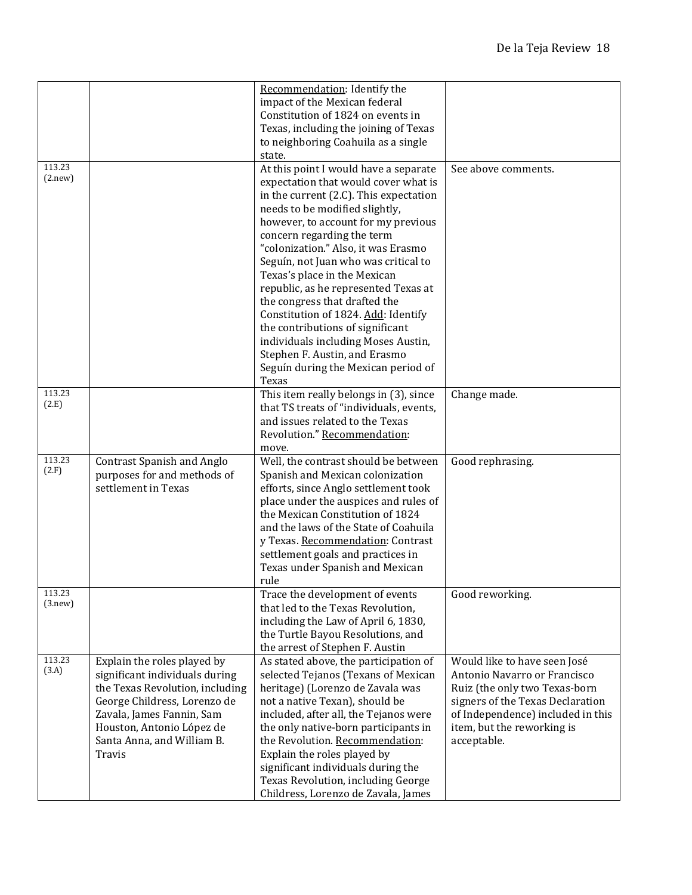|  |  |  |  |
|---|---|---|---|
|  |  | Recommendation: Identify the impact of the Mexican federal Constitution of 1824 on events in Texas, including the joining of Texas to neighboring Coahuila as a single state. |  |
| 113.23 (2.new) |  | At this point I would have a separate expectation that would cover what is in the current (2.C). This expectation needs to be modified slightly, however, to account for my previous concern regarding the term "colonization." Also, it was Erasmo Seguín, not Juan who was critical to Texas's place in the Mexican republic, as he represented Texas at the congress that drafted the Constitution of 1824. Add: Identify the contributions of significant individuals including Moses Austin, Stephen F. Austin, and Erasmo Seguín during the Mexican period of Texas | See above comments. |
| 113.23 (2.E) |  | This item really belongs in (3), since that TS treats of "individuals, events, and issues related to the Texas Revolution." Recommendation: move. | Change made. |
| 113.23 (2.F) | Contrast Spanish and Anglo purposes for and methods of settlement in Texas | Well, the contrast should be between Spanish and Mexican colonization efforts, since Anglo settlement took place under the auspices and rules of the Mexican Constitution of 1824 and the laws of the State of Coahuila y Texas. Recommendation: Contrast settlement goals and practices in Texas under Spanish and Mexican rule | Good rephrasing. |
| 113.23 (3.new) |  | Trace the development of events that led to the Texas Revolution, including the Law of April 6, 1830, the Turtle Bayou Resolutions, and the arrest of Stephen F. Austin | Good reworking. |
| 113.23 (3.A) | Explain the roles played by significant individuals during the Texas Revolution, including George Childress, Lorenzo de Zavala, James Fannin, Sam Houston, Antonio López de Santa Anna, and William B. Travis | As stated above, the participation of selected Tejanos (Texans of Mexican heritage) (Lorenzo de Zavala was not a native Texan), should be included, after all, the Tejanos were the only native-born participants in the Revolution. Recommendation: Explain the roles played by significant individuals during the Texas Revolution, including George Childress, Lorenzo de Zavala, James | Would like to have seen José Antonio Navarro or Francisco Ruiz (the only two Texas-born signers of the Texas Declaration of Independence) included in this item, but the reworking is acceptable. |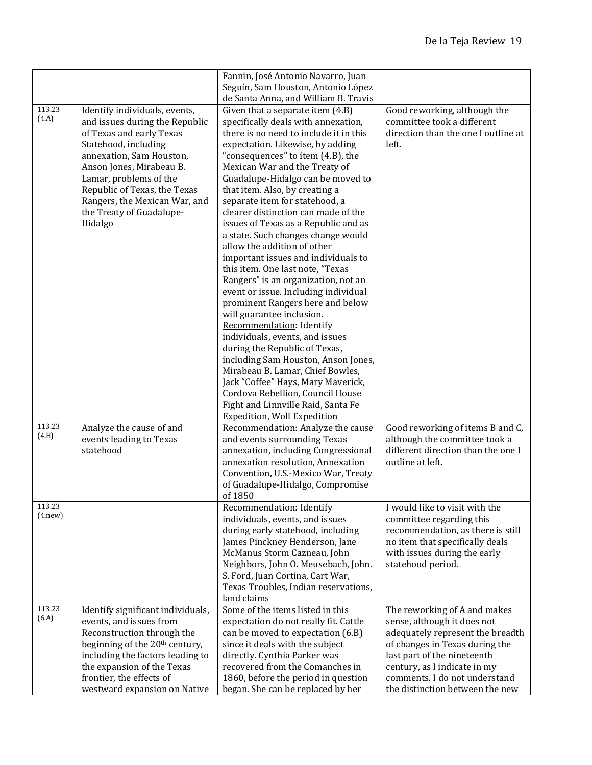| | | Fannin, José Antonio Navarro, Juan Seguín, Sam Houston, Antonio López de Santa Anna, and William B. Travis | |
|---|---|---|---|
| 113.23 (4.A) | Identify individuals, events, and issues during the Republic of Texas and early Texas Statehood, including annexation, Sam Houston, Anson Jones, Mirabeau B. Lamar, problems of the Republic of Texas, the Texas Rangers, the Mexican War, and the Treaty of Guadalupe-Hidalgo | Given that a separate item (4.B) specifically deals with annexation, there is no need to include it in this expectation. Likewise, by adding "consequences" to item (4.B), the Mexican War and the Treaty of Guadalupe-Hidalgo can be moved to that item. Also, by creating a separate item for statehood, a clearer distinction can made of the issues of Texas as a Republic and as a state. Such changes change would allow the addition of other important issues and individuals to this item. One last note, "Texas Rangers" is an organization, not an event or issue. Including individual prominent Rangers here and below will guarantee inclusion. <u>Recommendation</u>: Identify individuals, events, and issues during the Republic of Texas, including Sam Houston, Anson Jones, Mirabeau B. Lamar, Chief Bowles, Jack "Coffee" Hays, Mary Maverick, Cordova Rebellion, Council House Fight and Linnville Raid, Santa Fe Expedition, Woll Expedition | Good reworking, although the committee took a different direction than the one I outline at left. |
| 113.23 (4.B) | Analyze the cause of and events leading to Texas statehood | <u>Recommendation</u>: Analyze the cause and events surrounding Texas annexation, including Congressional annexation resolution, Annexation Convention, U.S.-Mexico War, Treaty of Guadalupe-Hidalgo, Compromise of 1850 | Good reworking of items B and C, although the committee took a different direction than the one I outline at left. |
| 113.23 (4.new) | | <u>Recommendation</u>: Identify individuals, events, and issues during early statehood, including James Pinckney Henderson, Jane McManus Storm Cazneau, John Neighbors, John O. Meusebach, John. S. Ford, Juan Cortina, Cart War, Texas Troubles, Indian reservations, land claims | I would like to visit with the committee regarding this recommendation, as there is still no item that specifically deals with issues during the early statehood period. |
| 113.23 (6.A) | Identify significant individuals, events, and issues from Reconstruction through the beginning of the 20th century, including the factors leading to the expansion of the Texas frontier, the effects of westward expansion on Native | Some of the items listed in this expectation do not really fit. Cattle can be moved to expectation (6.B) since it deals with the subject directly. Cynthia Parker was recovered from the Comanches in 1860, before the period in question began. She can be replaced by her | The reworking of A and makes sense, although it does not adequately represent the breadth of changes in Texas during the last part of the nineteenth century, as I indicate in my comments. I do not understand the distinction between the new |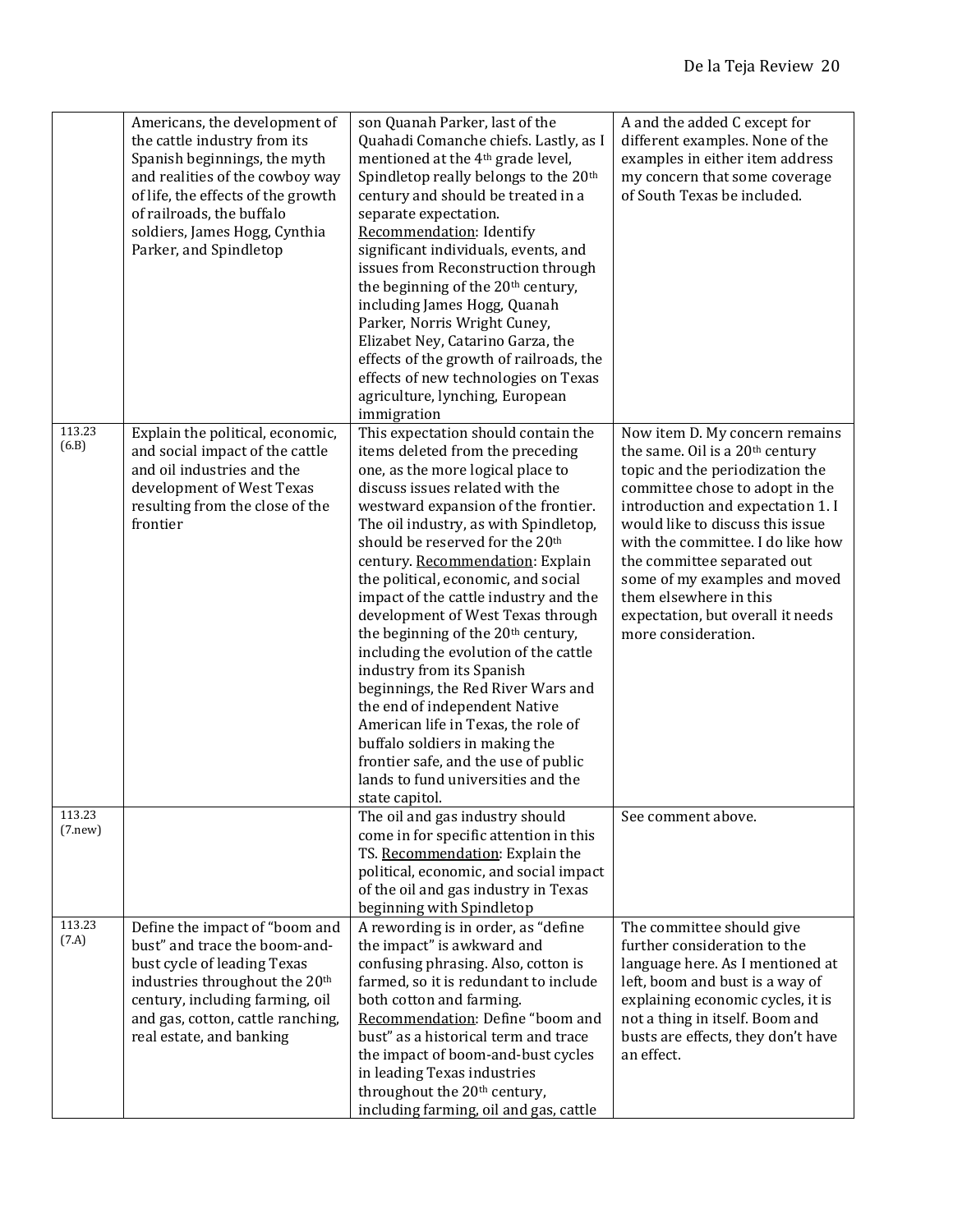| | | | |
|---|---|---|---|
| | Americans, the development of the cattle industry from its Spanish beginnings, the myth and realities of the cowboy way of life, the effects of the growth of railroads, the buffalo soldiers, James Hogg, Cynthia Parker, and Spindletop | son Quanah Parker, last of the Quahadi Comanche chiefs. Lastly, as I mentioned at the 4th grade level, Spindletop really belongs to the 20th century and should be treated in a separate expectation. Recommendation: Identify significant individuals, events, and issues from Reconstruction through the beginning of the 20th century, including James Hogg, Quanah Parker, Norris Wright Cuney, Elizabet Ney, Catarino Garza, the effects of the growth of railroads, the effects of new technologies on Texas agriculture, lynching, European immigration | A and the added C except for different examples. None of the examples in either item address my concern that some coverage of South Texas be included. |
| 113.23 (6.B) | Explain the political, economic, and social impact of the cattle and oil industries and the development of West Texas resulting from the close of the frontier | This expectation should contain the items deleted from the preceding one, as the more logical place to discuss issues related with the westward expansion of the frontier. The oil industry, as with Spindletop, should be reserved for the 20th century. Recommendation: Explain the political, economic, and social impact of the cattle industry and the development of West Texas through the beginning of the 20th century, including the evolution of the cattle industry from its Spanish beginnings, the Red River Wars and the end of independent Native American life in Texas, the role of buffalo soldiers in making the frontier safe, and the use of public lands to fund universities and the state capitol. | Now item D. My concern remains the same. Oil is a 20th century topic and the periodization the committee chose to adopt in the introduction and expectation 1. I would like to discuss this issue with the committee. I do like how the committee separated out some of my examples and moved them elsewhere in this expectation, but overall it needs more consideration. |
| 113.23 (7.new) | | The oil and gas industry should come in for specific attention in this TS. Recommendation: Explain the political, economic, and social impact of the oil and gas industry in Texas beginning with Spindletop | See comment above. |
| 113.23 (7.A) | Define the impact of "boom and bust" and trace the boom-and-bust cycle of leading Texas industries throughout the 20th century, including farming, oil and gas, cotton, cattle ranching, real estate, and banking | A rewording is in order, as "define the impact" is awkward and confusing phrasing. Also, cotton is farmed, so it is redundant to include both cotton and farming. Recommendation: Define "boom and bust" as a historical term and trace the impact of boom-and-bust cycles in leading Texas industries throughout the 20th century, including farming, oil and gas, cattle | The committee should give further consideration to the language here. As I mentioned at left, boom and bust is a way of explaining economic cycles, it is not a thing in itself. Boom and busts are effects, they don't have an effect. |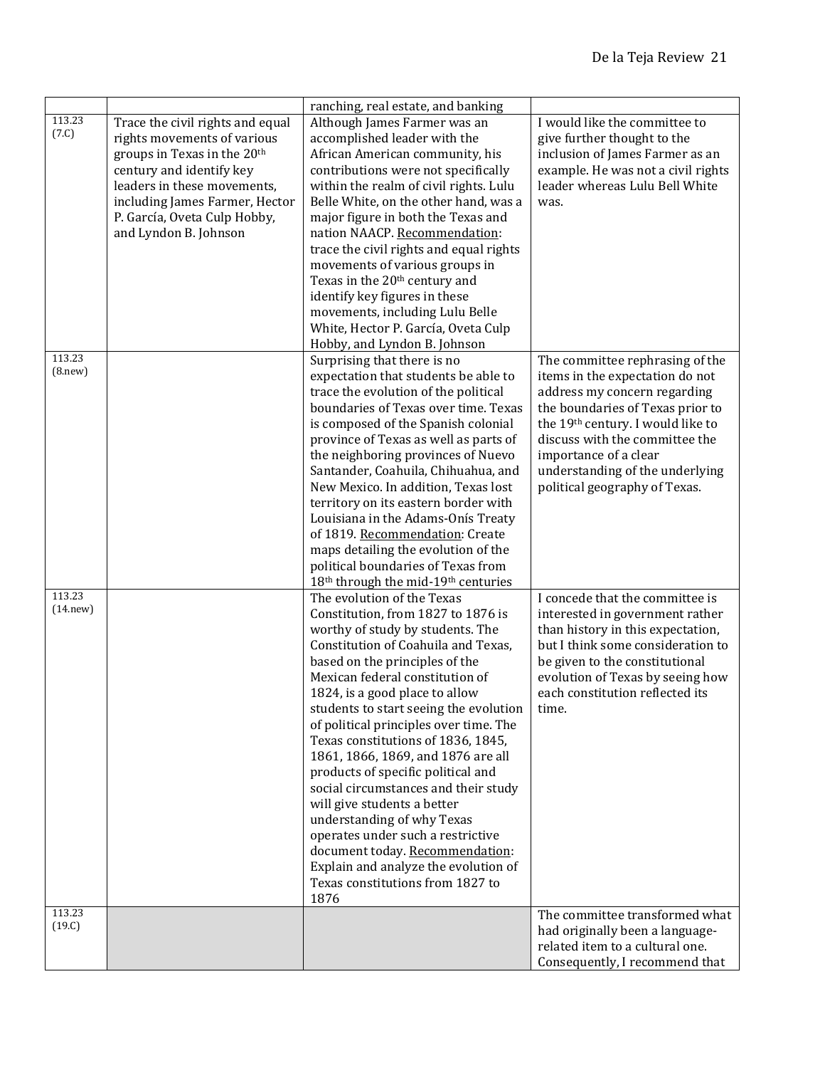| | | | |
|---|---|---|---|
| | | ranching, real estate, and banking | |
| 113.23 (7.C) | Trace the civil rights and equal rights movements of various groups in Texas in the 20th century and identify key leaders in these movements, including James Farmer, Hector P. García, Oveta Culp Hobby, and Lyndon B. Johnson | Although James Farmer was an accomplished leader with the African American community, his contributions were not specifically within the realm of civil rights. Lulu Belle White, on the other hand, was a major figure in both the Texas and nation NAACP. Recommendation: trace the civil rights and equal rights movements of various groups in Texas in the 20th century and identify key figures in these movements, including Lulu Belle White, Hector P. García, Oveta Culp Hobby, and Lyndon B. Johnson | I would like the committee to give further thought to the inclusion of James Farmer as an example. He was not a civil rights leader whereas Lulu Bell White was. |
| 113.23 (8.new) | | Surprising that there is no expectation that students be able to trace the evolution of the political boundaries of Texas over time. Texas is composed of the Spanish colonial province of Texas as well as parts of the neighboring provinces of Nuevo Santander, Coahuila, Chihuahua, and New Mexico. In addition, Texas lost territory on its eastern border with Louisiana in the Adams-Onís Treaty of 1819. Recommendation: Create maps detailing the evolution of the political boundaries of Texas from 18th through the mid-19th centuries | The committee rephrasing of the items in the expectation do not address my concern regarding the boundaries of Texas prior to the 19th century. I would like to discuss with the committee the importance of a clear understanding of the underlying political geography of Texas. |
| 113.23 (14.new) | | The evolution of the Texas Constitution, from 1827 to 1876 is worthy of study by students. The Constitution of Coahuila and Texas, based on the principles of the Mexican federal constitution of 1824, is a good place to allow students to start seeing the evolution of political principles over time. The Texas constitutions of 1836, 1845, 1861, 1866, 1869, and 1876 are all products of specific political and social circumstances and their study will give students a better understanding of why Texas operates under such a restrictive document today. Recommendation: Explain and analyze the evolution of Texas constitutions from 1827 to 1876 | I concede that the committee is interested in government rather than history in this expectation, but I think some consideration to be given to the constitutional evolution of Texas by seeing how each constitution reflected its time. |
| 113.23 (19.C) | | | The committee transformed what had originally been a language-related item to a cultural one. Consequently, I recommend that |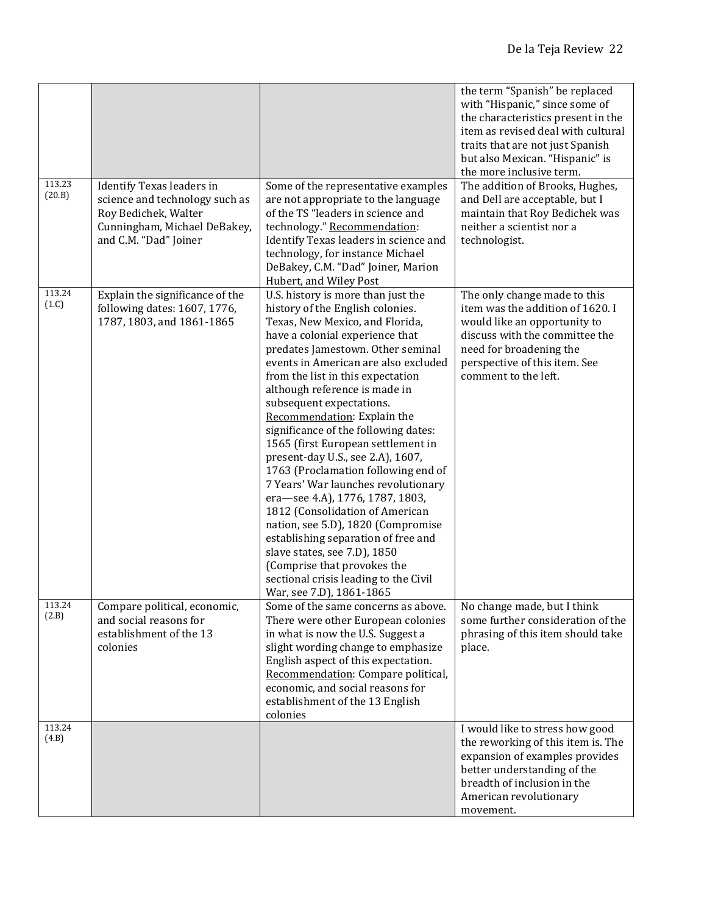| | | | |
|---|---|---|---|
| | | | the term "Spanish" be replaced with "Hispanic," since some of the characteristics present in the item as revised deal with cultural traits that are not just Spanish but also Mexican. "Hispanic" is the more inclusive term. |
| 113.23 (20.B) | Identify Texas leaders in science and technology such as Roy Bedichek, Walter Cunningham, Michael DeBakey, and C.M. "Dad" Joiner | Some of the representative examples are not appropriate to the language of the TS "leaders in science and technology." Recommendation: Identify Texas leaders in science and technology, for instance Michael DeBakey, C.M. "Dad" Joiner, Marion Hubert, and Wiley Post | The addition of Brooks, Hughes, and Dell are acceptable, but I maintain that Roy Bedichek was neither a scientist nor a technologist. |
| 113.24 (1.C) | Explain the significance of the following dates: 1607, 1776, 1787, 1803, and 1861-1865 | U.S. history is more than just the history of the English colonies. Texas, New Mexico, and Florida, have a colonial experience that predates Jamestown. Other seminal events in American are also excluded from the list in this expectation although reference is made in subsequent expectations. Recommendation: Explain the significance of the following dates: 1565 (first European settlement in present-day U.S., see 2.A), 1607, 1763 (Proclamation following end of 7 Years' War launches revolutionary era—see 4.A), 1776, 1787, 1803, 1812 (Consolidation of American nation, see 5.D), 1820 (Compromise establishing separation of free and slave states, see 7.D), 1850 (Comprise that provokes the sectional crisis leading to the Civil War, see 7.D), 1861-1865 | The only change made to this item was the addition of 1620. I would like an opportunity to discuss with the committee the need for broadening the perspective of this item. See comment to the left. |
| 113.24 (2.B) | Compare political, economic, and social reasons for establishment of the 13 colonies | Some of the same concerns as above. There were other European colonies in what is now the U.S. Suggest a slight wording change to emphasize English aspect of this expectation. Recommendation: Compare political, economic, and social reasons for establishment of the 13 English colonies | No change made, but I think some further consideration of the phrasing of this item should take place. |
| 113.24 (4.B) | | | I would like to stress how good the reworking of this item is. The expansion of examples provides better understanding of the breadth of inclusion in the American revolutionary movement. |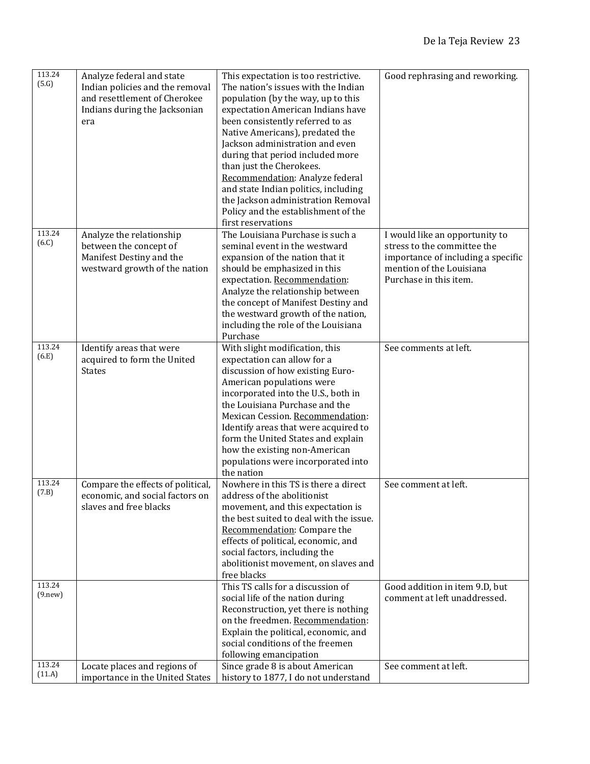| | | | |
|---|---|---|---|
| 113.24 (5.G) | Analyze federal and state Indian policies and the removal and resettlement of Cherokee Indians during the Jacksonian era | This expectation is too restrictive. The nation's issues with the Indian population (by the way, up to this expectation American Indians have been consistently referred to as Native Americans), predated the Jackson administration and even during that period included more than just the Cherokees. Recommendation: Analyze federal and state Indian politics, including the Jackson administration Removal Policy and the establishment of the first reservations | Good rephrasing and reworking. |
| 113.24 (6.C) | Analyze the relationship between the concept of Manifest Destiny and the westward growth of the nation | The Louisiana Purchase is such a seminal event in the westward expansion of the nation that it should be emphasized in this expectation. Recommendation: Analyze the relationship between the concept of Manifest Destiny and the westward growth of the nation, including the role of the Louisiana Purchase | I would like an opportunity to stress to the committee the importance of including a specific mention of the Louisiana Purchase in this item. |
| 113.24 (6.E) | Identify areas that were acquired to form the United States | With slight modification, this expectation can allow for a discussion of how existing Euro-American populations were incorporated into the U.S., both in the Louisiana Purchase and the Mexican Cession. Recommendation: Identify areas that were acquired to form the United States and explain how the existing non-American populations were incorporated into the nation | See comments at left. |
| 113.24 (7.B) | Compare the effects of political, economic, and social factors on slaves and free blacks | Nowhere in this TS is there a direct address of the abolitionist movement, and this expectation is the best suited to deal with the issue. Recommendation: Compare the effects of political, economic, and social factors, including the abolitionist movement, on slaves and free blacks | See comment at left. |
| 113.24 (9.new) | | This TS calls for a discussion of social life of the nation during Reconstruction, yet there is nothing on the freedmen. Recommendation: Explain the political, economic, and social conditions of the freemen following emancipation | Good addition in item 9.D, but comment at left unaddressed. |
| 113.24 (11.A) | Locate places and regions of importance in the United States | Since grade 8 is about American history to 1877, I do not understand | See comment at left. |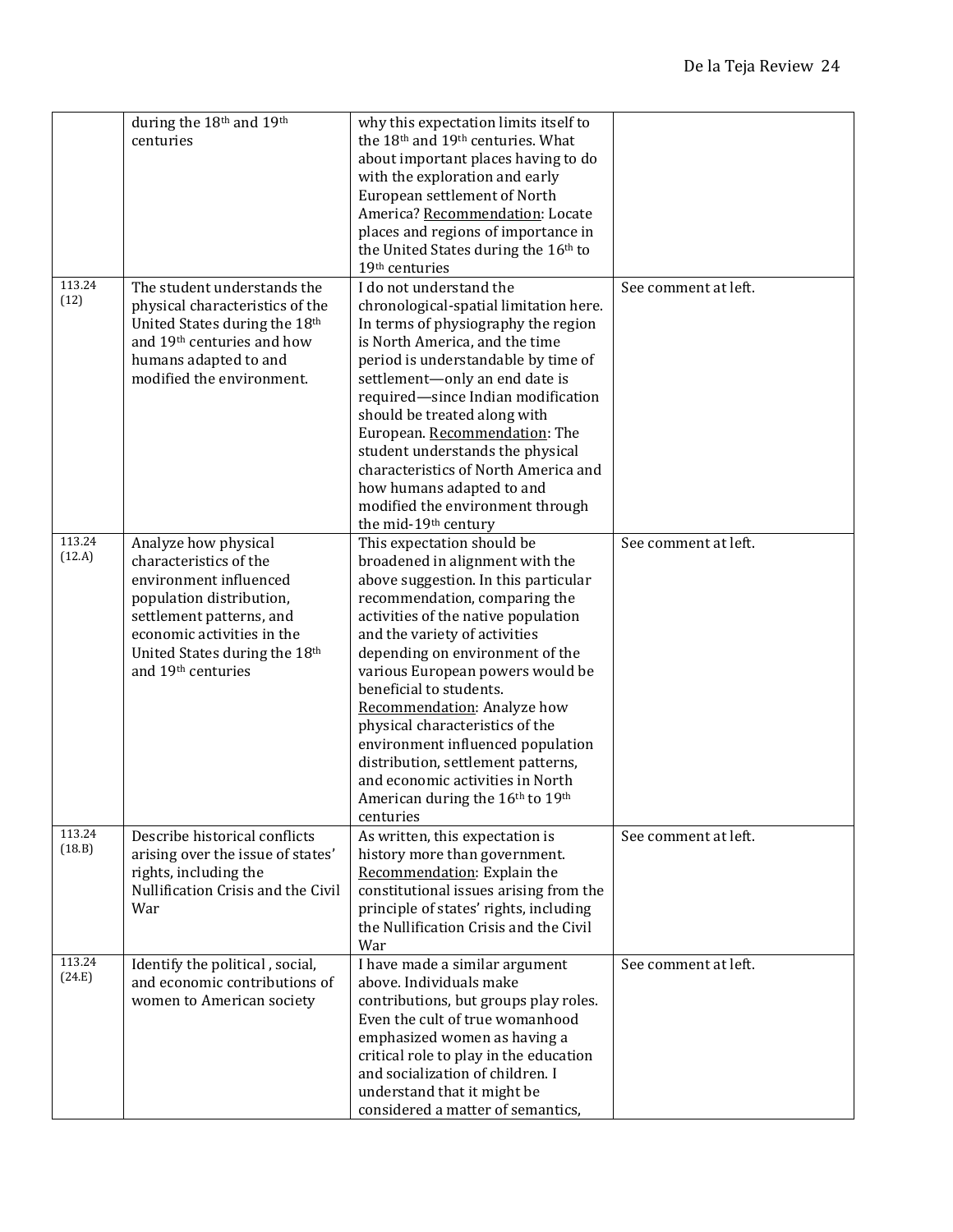| | | | |
|---|---|---|---|
| | during the 18th and 19th centuries | why this expectation limits itself to the 18th and 19th centuries. What about important places having to do with the exploration and early European settlement of North America? <u>Recommendation</u>: Locate places and regions of importance in the United States during the 16th to 19th centuries | |
| 113.24 (12) | The student understands the physical characteristics of the United States during the 18th and 19th centuries and how humans adapted to and modified the environment. | I do not understand the chronological-spatial limitation here. In terms of physiography the region is North America, and the time period is understandable by time of settlement—only an end date is required—since Indian modification should be treated along with European. <u>Recommendation</u>: The student understands the physical characteristics of North America and how humans adapted to and modified the environment through the mid-19th century | See comment at left. |
| 113.24 (12.A) | Analyze how physical characteristics of the environment influenced population distribution, settlement patterns, and economic activities in the United States during the 18th and 19th centuries | This expectation should be broadened in alignment with the above suggestion. In this particular recommendation, comparing the activities of the native population and the variety of activities depending on environment of the various European powers would be beneficial to students. <u>Recommendation</u>: Analyze how physical characteristics of the environment influenced population distribution, settlement patterns, and economic activities in North American during the 16th to 19th centuries | See comment at left. |
| 113.24 (18.B) | Describe historical conflicts arising over the issue of states' rights, including the Nullification Crisis and the Civil War | As written, this expectation is history more than government. <u>Recommendation</u>: Explain the constitutional issues arising from the principle of states' rights, including the Nullification Crisis and the Civil War | See comment at left. |
| 113.24 (24.E) | Identify the political , social, and economic contributions of women to American society | I have made a similar argument above. Individuals make contributions, but groups play roles. Even the cult of true womanhood emphasized women as having a critical role to play in the education and socialization of children. I understand that it might be considered a matter of semantics, | See comment at left. |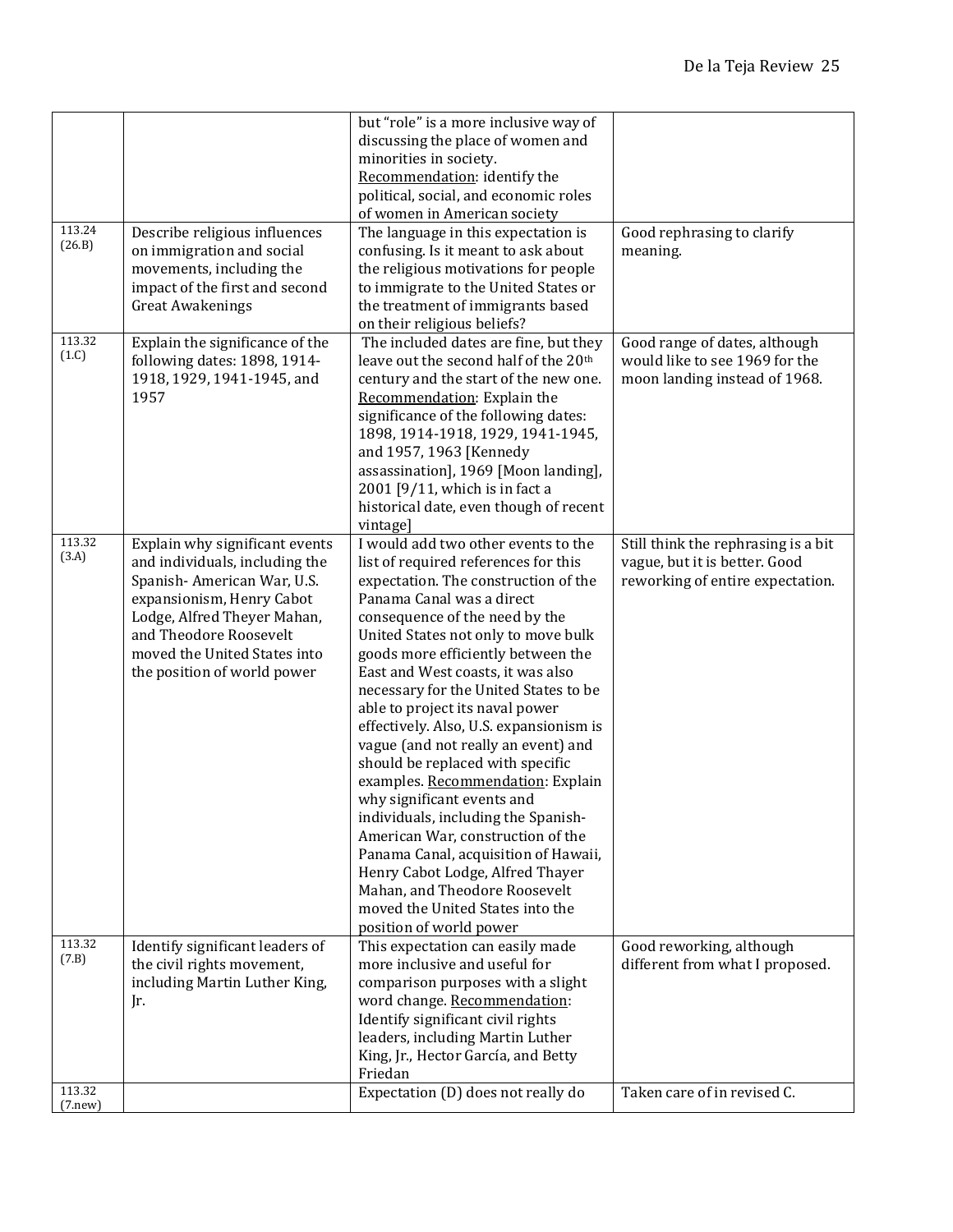| | | | |
|---|---|---|---|
| | | but "role" is a more inclusive way of discussing the place of women and minorities in society. Recommendation: identify the political, social, and economic roles of women in American society | |
| 113.24 (26.B) | Describe religious influences on immigration and social movements, including the impact of the first and second Great Awakenings | The language in this expectation is confusing. Is it meant to ask about the religious motivations for people to immigrate to the United States or the treatment of immigrants based on their religious beliefs? | Good rephrasing to clarify meaning. |
| 113.32 (1.C) | Explain the significance of the following dates: 1898, 1914-1918, 1929, 1941-1945, and 1957 | The included dates are fine, but they leave out the second half of the 20th century and the start of the new one. Recommendation: Explain the significance of the following dates: 1898, 1914-1918, 1929, 1941-1945, and 1957, 1963 [Kennedy assassination], 1969 [Moon landing], 2001 [9/11, which is in fact a historical date, even though of recent vintage] | Good range of dates, although would like to see 1969 for the moon landing instead of 1968. |
| 113.32 (3.A) | Explain why significant events and individuals, including the Spanish- American War, U.S. expansionism, Henry Cabot Lodge, Alfred Theyer Mahan, and Theodore Roosevelt moved the United States into the position of world power | I would add two other events to the list of required references for this expectation. The construction of the Panama Canal was a direct consequence of the need by the United States not only to move bulk goods more efficiently between the East and West coasts, it was also necessary for the United States to be able to project its naval power effectively. Also, U.S. expansionism is vague (and not really an event) and should be replaced with specific examples. Recommendation: Explain why significant events and individuals, including the Spanish-American War, construction of the Panama Canal, acquisition of Hawaii, Henry Cabot Lodge, Alfred Thayer Mahan, and Theodore Roosevelt moved the United States into the position of world power | Still think the rephrasing is a bit vague, but it is better. Good reworking of entire expectation. |
| 113.32 (7.B) | Identify significant leaders of the civil rights movement, including Martin Luther King, Jr. | This expectation can easily made more inclusive and useful for comparison purposes with a slight word change. Recommendation: Identify significant civil rights leaders, including Martin Luther King, Jr., Hector García, and Betty Friedan | Good reworking, although different from what I proposed. |
| 113.32 (7.new) | | Expectation (D) does not really do | Taken care of in revised C. |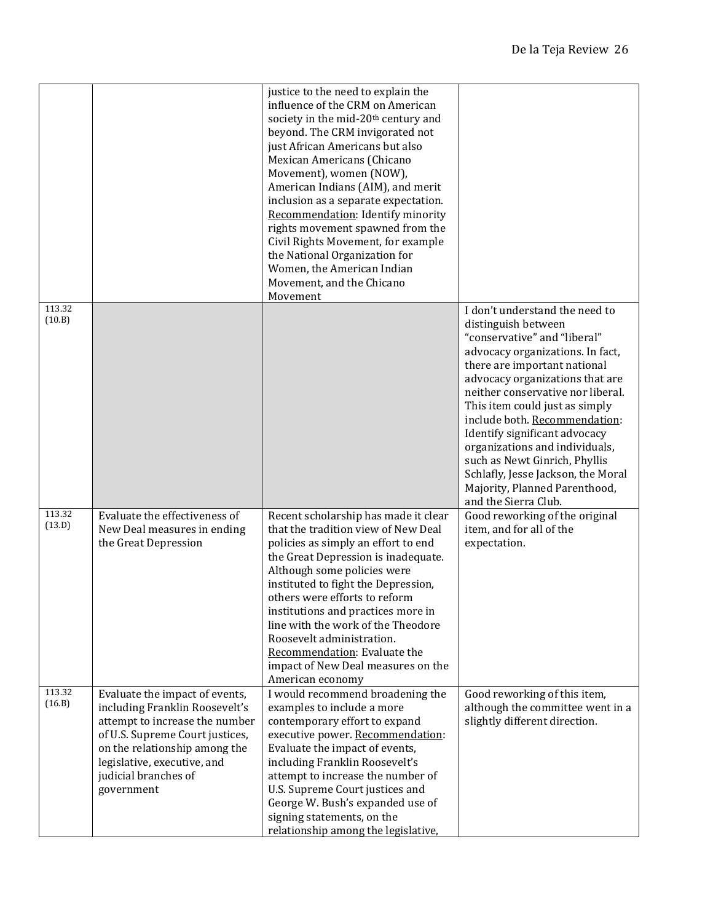| | | | |
|---|---|---|---|
| | | justice to the need to explain the influence of the CRM on American society in the mid-20th century and beyond. The CRM invigorated not just African Americans but also Mexican Americans (Chicano Movement), women (NOW), American Indians (AIM), and merit inclusion as a separate expectation. Recommendation: Identify minority rights movement spawned from the Civil Rights Movement, for example the National Organization for Women, the American Indian Movement, and the Chicano Movement | |
| 113.32 (10.B) | | | I don't understand the need to distinguish between "conservative" and "liberal" advocacy organizations. In fact, there are important national advocacy organizations that are neither conservative nor liberal. This item could just as simply include both. Recommendation: Identify significant advocacy organizations and individuals, such as Newt Ginrich, Phyllis Schlafly, Jesse Jackson, the Moral Majority, Planned Parenthood, and the Sierra Club. |
| 113.32 (13.D) | Evaluate the effectiveness of New Deal measures in ending the Great Depression | Recent scholarship has made it clear that the tradition view of New Deal policies as simply an effort to end the Great Depression is inadequate. Although some policies were instituted to fight the Depression, others were efforts to reform institutions and practices more in line with the work of the Theodore Roosevelt administration. Recommendation: Evaluate the impact of New Deal measures on the American economy | Good reworking of the original item, and for all of the expectation. |
| 113.32 (16.B) | Evaluate the impact of events, including Franklin Roosevelt's attempt to increase the number of U.S. Supreme Court justices, on the relationship among the legislative, executive, and judicial branches of government | I would recommend broadening the examples to include a more contemporary effort to expand executive power. Recommendation: Evaluate the impact of events, including Franklin Roosevelt's attempt to increase the number of U.S. Supreme Court justices and George W. Bush's expanded use of signing statements, on the relationship among the legislative, | Good reworking of this item, although the committee went in a slightly different direction. |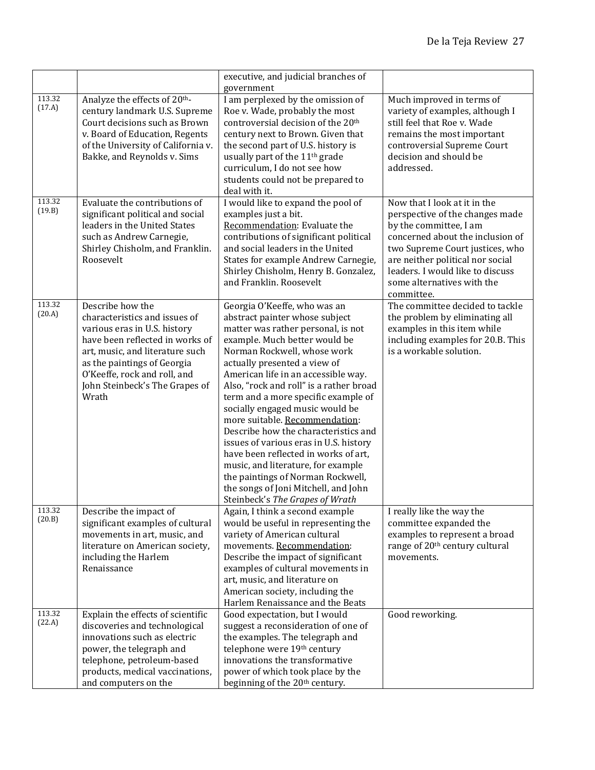| | | | |
|---|---|---|---|
| | | executive, and judicial branches of government | |
| 113.32 (17.A) | Analyze the effects of 20th-century landmark U.S. Supreme Court decisions such as Brown v. Board of Education, Regents of the University of California v. Bakke, and Reynolds v. Sims | I am perplexed by the omission of Roe v. Wade, probably the most controversial decision of the 20th century next to Brown. Given that the second part of U.S. history is usually part of the 11th grade curriculum, I do not see how students could not be prepared to deal with it. | Much improved in terms of variety of examples, although I still feel that Roe v. Wade remains the most important controversial Supreme Court decision and should be addressed. |
| 113.32 (19.B) | Evaluate the contributions of significant political and social leaders in the United States such as Andrew Carnegie, Shirley Chisholm, and Franklin. Roosevelt | I would like to expand the pool of examples just a bit. <u>Recommendation</u>: Evaluate the contributions of significant political and social leaders in the United States for example Andrew Carnegie, Shirley Chisholm, Henry B. Gonzalez, and Franklin. Roosevelt | Now that I look at it in the perspective of the changes made by the committee, I am concerned about the inclusion of two Supreme Court justices, who are neither political nor social leaders. I would like to discuss some alternatives with the committee. |
| 113.32 (20.A) | Describe how the characteristics and issues of various eras in U.S. history have been reflected in works of art, music, and literature such as the paintings of Georgia O'Keeffe, rock and roll, and John Steinbeck's The Grapes of Wrath | Georgia O'Keeffe, who was an abstract painter whose subject matter was rather personal, is not example. Much better would be Norman Rockwell, whose work actually presented a view of American life in an accessible way. Also, "rock and roll" is a rather broad term and a more specific example of socially engaged music would be more suitable. <u>Recommendation</u>: Describe how the characteristics and issues of various eras in U.S. history have been reflected in works of art, music, and literature, for example the paintings of Norman Rockwell, the songs of Joni Mitchell, and John Steinbeck's *The Grapes of Wrath* | The committee decided to tackle the problem by eliminating all examples in this item while including examples for 20.B. This is a workable solution. |
| 113.32 (20.B) | Describe the impact of significant examples of cultural movements in art, music, and literature on American society, including the Harlem Renaissance | Again, I think a second example would be useful in representing the variety of American cultural movements. <u>Recommendation</u>: Describe the impact of significant examples of cultural movements in art, music, and literature on American society, including the Harlem Renaissance and the Beats | I really like the way the committee expanded the examples to represent a broad range of 20th century cultural movements. |
| 113.32 (22.A) | Explain the effects of scientific discoveries and technological innovations such as electric power, the telegraph and telephone, petroleum-based products, medical vaccinations, and computers on the | Good expectation, but I would suggest a reconsideration of one of the examples. The telegraph and telephone were 19th century innovations the transformative power of which took place by the beginning of the 20th century. | Good reworking. |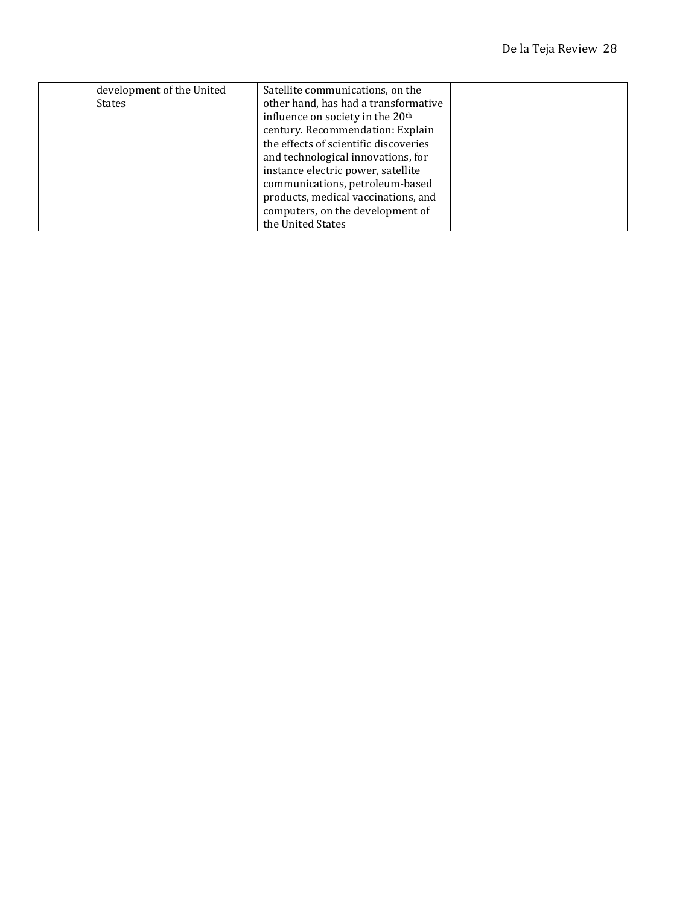| | | | |
|---|---|---|---|
| | development of the United States | Satellite communications, on the other hand, has had a transformative influence on society in the 20th century. Recommendation: Explain the effects of scientific discoveries and technological innovations, for instance electric power, satellite communications, petroleum-based products, medical vaccinations, and computers, on the development of the United States | |